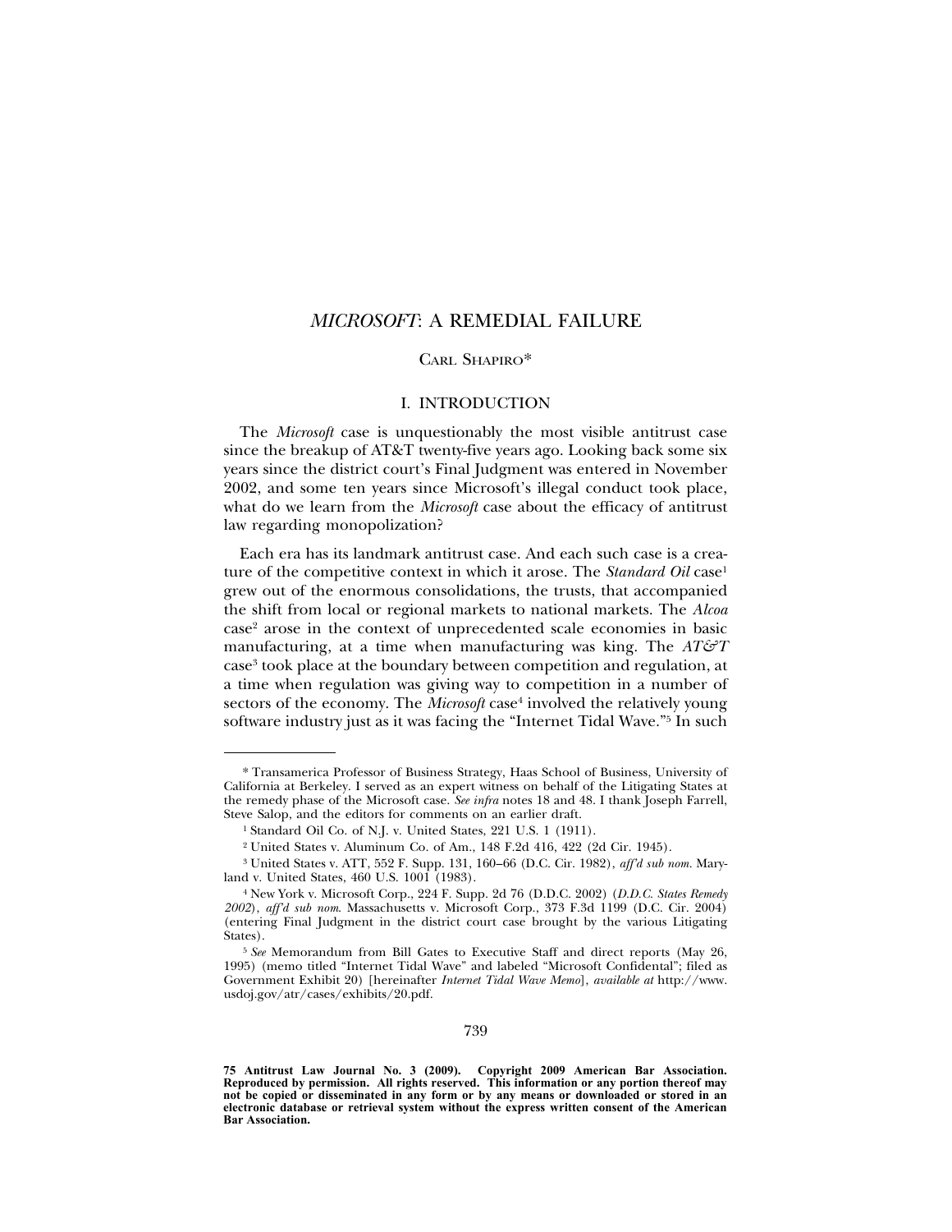# *MICROSOFT*: A REMEDIAL FAILURE

CARL SHAPIRO*

## I. INTRODUCTION

The *Microsoft* case is unquestionably the most visible antitrust case since the breakup of AT&T twenty-five years ago. Looking back some six years since the district court's Final Judgment was entered in November 2002, and some ten years since Microsoft's illegal conduct took place, what do we learn from the *Microsoft* case about the efficacy of antitrust law regarding monopolization?

Each era has its landmark antitrust case. And each such case is a creature of the competitive context in which it arose. The *Standard Oil* case[1] grew out of the enormous consolidations, the trusts, that accompanied the shift from local or regional markets to national markets. The *Alcoa* case[2] arose in the context of unprecedented scale economies in basic manufacturing, at a time when manufacturing was king. The *AT&T* case[3] took place at the boundary between competition and regulation, at a time when regulation was giving way to competition in a number of sectors of the economy. The *Microsoft* case[4] involved the relatively young software industry just as it was facing the "Internet Tidal Wave."[5] In such

---

\* Transamerica Professor of Business Strategy, Haas School of Business, University of California at Berkeley. I served as an expert witness on behalf of the Litigating States at the remedy phase of the Microsoft case. *See infra* notes 18 and 48. I thank Joseph Farrell, Steve Salop, and the editors for comments on an earlier draft.

[1] Standard Oil Co. of N.J. v. United States, 221 U.S. 1 (1911).

[2] United States v. Aluminum Co. of Am., 148 F.2d 416, 422 (2d Cir. 1945).

[3] United States v. ATT, 552 F. Supp. 131, 160–66 (D.C. Cir. 1982), *aff'd sub nom.* Maryland v. United States, 460 U.S. 1001 (1983).

[4] New York v. Microsoft Corp., 224 F. Supp. 2d 76 (D.D.C. 2002) (*D.D.C. States Remedy 2002*), *aff'd sub nom.* Massachusetts v. Microsoft Corp., 373 F.3d 1199 (D.C. Cir. 2004) (entering Final Judgment in the district court case brought by the various Litigating States).

[5] *See* Memorandum from Bill Gates to Executive Staff and direct reports (May 26, 1995) (memo titled "Internet Tidal Wave" and labeled "Microsoft Confidental"; filed as Government Exhibit 20) [hereinafter *Internet Tidal Wave Memo*], *available at* http://www.usdoj.gov/atr/cases/exhibits/20.pdf.

**75 Antitrust Law Journal No. 3 (2009). Copyright 2009 American Bar Association. Reproduced by permission. All rights reserved. This information or any portion thereof may not be copied or disseminated in any form or by any means or downloaded or stored in an electronic database or retrieval system without the express written consent of the American Bar Association.**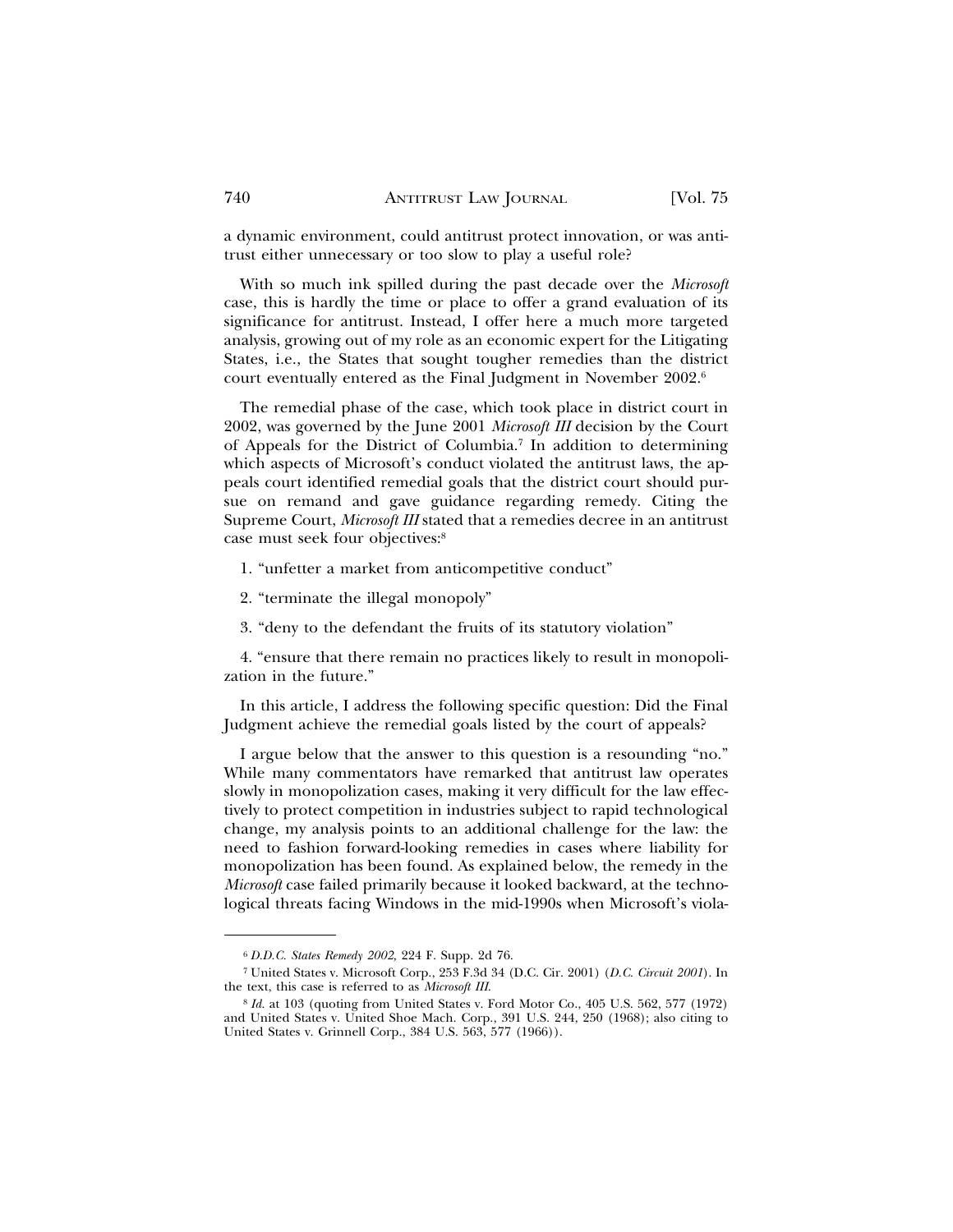a dynamic environment, could antitrust protect innovation, or was antitrust either unnecessary or too slow to play a useful role?

With so much ink spilled during the past decade over the *Microsoft* case, this is hardly the time or place to offer a grand evaluation of its significance for antitrust. Instead, I offer here a much more targeted analysis, growing out of my role as an economic expert for the Litigating States, i.e., the States that sought tougher remedies than the district court eventually entered as the Final Judgment in November 2002.[6]

The remedial phase of the case, which took place in district court in 2002, was governed by the June 2001 *Microsoft III* decision by the Court of Appeals for the District of Columbia.[7] In addition to determining which aspects of Microsoft's conduct violated the antitrust laws, the appeals court identified remedial goals that the district court should pursue on remand and gave guidance regarding remedy. Citing the Supreme Court, *Microsoft III* stated that a remedies decree in an antitrust case must seek four objectives:[8]

1. "unfetter a market from anticompetitive conduct"

2. "terminate the illegal monopoly"

3. "deny to the defendant the fruits of its statutory violation"

4. "ensure that there remain no practices likely to result in monopolization in the future."

In this article, I address the following specific question: Did the Final Judgment achieve the remedial goals listed by the court of appeals?

I argue below that the answer to this question is a resounding "no." While many commentators have remarked that antitrust law operates slowly in monopolization cases, making it very difficult for the law effectively to protect competition in industries subject to rapid technological change, my analysis points to an additional challenge for the law: the need to fashion forward-looking remedies in cases where liability for monopolization has been found. As explained below, the remedy in the *Microsoft* case failed primarily because it looked backward, at the technological threats facing Windows in the mid-1990s when Microsoft's viola-

---

[6] *D.D.C. States Remedy 2002,* 224 F. Supp. 2d 76.

[7] United States v. Microsoft Corp., 253 F.3d 34 (D.C. Cir. 2001) (*D.C. Circuit 2001*). In the text, this case is referred to as *Microsoft III.*

[8] *Id.* at 103 (quoting from United States v. Ford Motor Co., 405 U.S. 562, 577 (1972) and United States v. United Shoe Mach. Corp., 391 U.S. 244, 250 (1968); also citing to United States v. Grinnell Corp., 384 U.S. 563, 577 (1966)).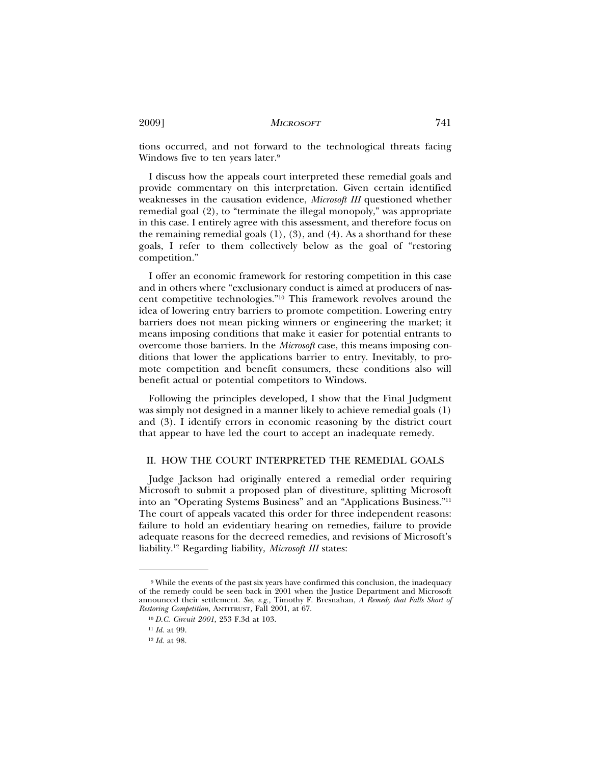tions occurred, and not forward to the technological threats facing Windows five to ten years later.[9]

I discuss how the appeals court interpreted these remedial goals and provide commentary on this interpretation. Given certain identified weaknesses in the causation evidence, *Microsoft III* questioned whether remedial goal (2), to "terminate the illegal monopoly," was appropriate in this case. I entirely agree with this assessment, and therefore focus on the remaining remedial goals (1), (3), and (4). As a shorthand for these goals, I refer to them collectively below as the goal of "restoring competition."

I offer an economic framework for restoring competition in this case and in others where "exclusionary conduct is aimed at producers of nascent competitive technologies."[10] This framework revolves around the idea of lowering entry barriers to promote competition. Lowering entry barriers does not mean picking winners or engineering the market; it means imposing conditions that make it easier for potential entrants to overcome those barriers. In the *Microsoft* case, this means imposing conditions that lower the applications barrier to entry. Inevitably, to promote competition and benefit consumers, these conditions also will benefit actual or potential competitors to Windows.

Following the principles developed, I show that the Final Judgment was simply not designed in a manner likely to achieve remedial goals (1) and (3). I identify errors in economic reasoning by the district court that appear to have led the court to accept an inadequate remedy.

## II. HOW THE COURT INTERPRETED THE REMEDIAL GOALS

Judge Jackson had originally entered a remedial order requiring Microsoft to submit a proposed plan of divestiture, splitting Microsoft into an "Operating Systems Business" and an "Applications Business."[11] The court of appeals vacated this order for three independent reasons: failure to hold an evidentiary hearing on remedies, failure to provide adequate reasons for the decreed remedies, and revisions of Microsoft's liability.[12] Regarding liability, *Microsoft III* states:

---

[9] While the events of the past six years have confirmed this conclusion, the inadequacy of the remedy could be seen back in 2001 when the Justice Department and Microsoft announced their settlement. *See, e.g.,* Timothy F. Bresnahan, *A Remedy that Falls Short of Restoring Competition*, ANTITRUST, Fall 2001, at 67.

[10] *D.C. Circuit 2001,* 253 F.3d at 103.

[11] *Id.* at 99.

[12] *Id.* at 98.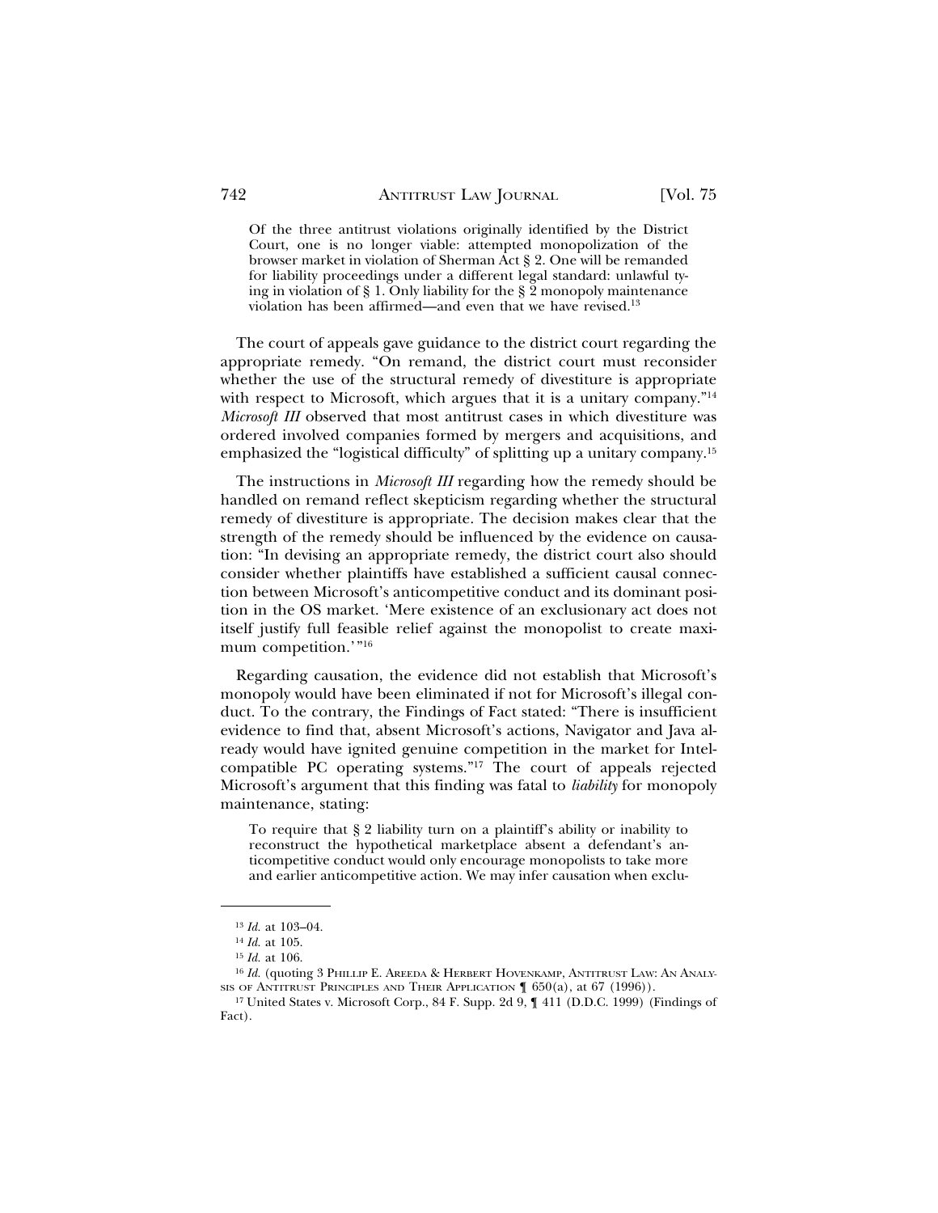> Of the three antitrust violations originally identified by the District Court, one is no longer viable: attempted monopolization of the browser market in violation of Sherman Act § 2. One will be remanded for liability proceedings under a different legal standard: unlawful tying in violation of § 1. Only liability for the § 2 monopoly maintenance violation has been affirmed—and even that we have revised.[13]

The court of appeals gave guidance to the district court regarding the appropriate remedy. "On remand, the district court must reconsider whether the use of the structural remedy of divestiture is appropriate with respect to Microsoft, which argues that it is a unitary company."[14] *Microsoft III* observed that most antitrust cases in which divestiture was ordered involved companies formed by mergers and acquisitions, and emphasized the "logistical difficulty" of splitting up a unitary company.[15]

The instructions in *Microsoft III* regarding how the remedy should be handled on remand reflect skepticism regarding whether the structural remedy of divestiture is appropriate. The decision makes clear that the strength of the remedy should be influenced by the evidence on causation: "In devising an appropriate remedy, the district court also should consider whether plaintiffs have established a sufficient causal connection between Microsoft's anticompetitive conduct and its dominant position in the OS market. 'Mere existence of an exclusionary act does not itself justify full feasible relief against the monopolist to create maximum competition.'"[16]

Regarding causation, the evidence did not establish that Microsoft's monopoly would have been eliminated if not for Microsoft's illegal conduct. To the contrary, the Findings of Fact stated: "There is insufficient evidence to find that, absent Microsoft's actions, Navigator and Java already would have ignited genuine competition in the market for Intel-compatible PC operating systems."[17] The court of appeals rejected Microsoft's argument that this finding was fatal to *liability* for monopoly maintenance, stating:

> To require that § 2 liability turn on a plaintiff's ability or inability to reconstruct the hypothetical marketplace absent a defendant's anticompetitive conduct would only encourage monopolists to take more and earlier anticompetitive action. We may infer causation when exclu-

---

[13] *Id.* at 103–04.

[14] *Id.* at 105.

[15] *Id.* at 106.

[16] *Id.* (quoting 3 Phillip E. Areeda & Herbert Hovenkamp, Antitrust Law: An Analysis of Antitrust Principles and Their Application ¶ 650(a), at 67 (1996)).

[17] United States v. Microsoft Corp., 84 F. Supp. 2d 9, ¶ 411 (D.D.C. 1999) (Findings of Fact).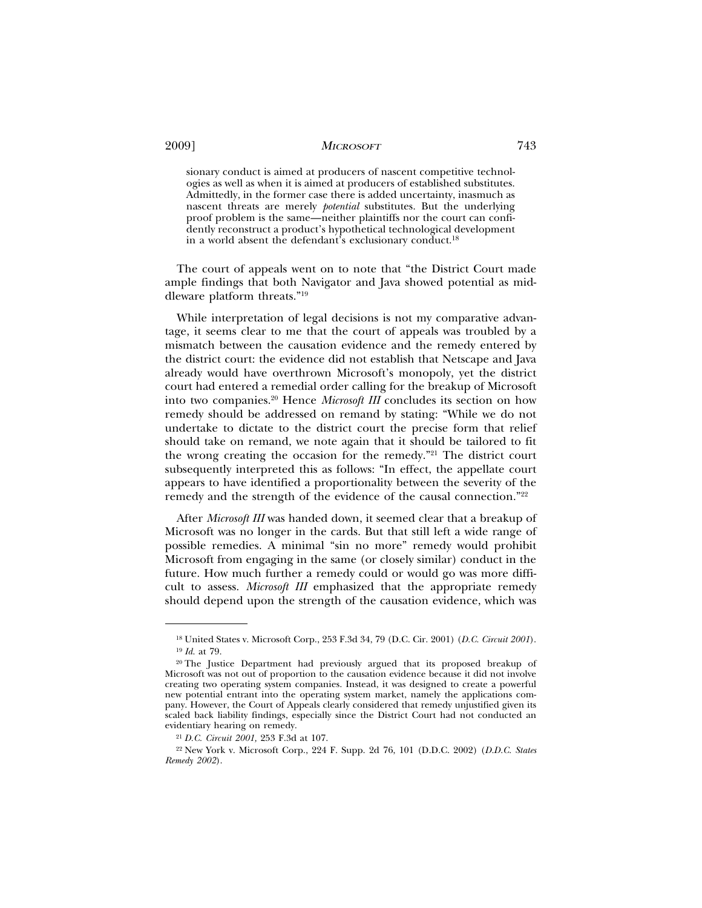> sionary conduct is aimed at producers of nascent competitive technologies as well as when it is aimed at producers of established substitutes. Admittedly, in the former case there is added uncertainty, inasmuch as nascent threats are merely *potential* substitutes. But the underlying proof problem is the same—neither plaintiffs nor the court can confidently reconstruct a product's hypothetical technological development in a world absent the defendant's exclusionary conduct.[18]

The court of appeals went on to note that "the District Court made ample findings that both Navigator and Java showed potential as middleware platform threats."[19]

While interpretation of legal decisions is not my comparative advantage, it seems clear to me that the court of appeals was troubled by a mismatch between the causation evidence and the remedy entered by the district court: the evidence did not establish that Netscape and Java already would have overthrown Microsoft's monopoly, yet the district court had entered a remedial order calling for the breakup of Microsoft into two companies.[20] Hence *Microsoft III* concludes its section on how remedy should be addressed on remand by stating: "While we do not undertake to dictate to the district court the precise form that relief should take on remand, we note again that it should be tailored to fit the wrong creating the occasion for the remedy."[21] The district court subsequently interpreted this as follows: "In effect, the appellate court appears to have identified a proportionality between the severity of the remedy and the strength of the evidence of the causal connection."[22]

After *Microsoft III* was handed down, it seemed clear that a breakup of Microsoft was no longer in the cards. But that still left a wide range of possible remedies. A minimal "sin no more" remedy would prohibit Microsoft from engaging in the same (or closely similar) conduct in the future. How much further a remedy could or would go was more difficult to assess. *Microsoft III* emphasized that the appropriate remedy should depend upon the strength of the causation evidence, which was

---

[18] United States v. Microsoft Corp., 253 F.3d 34, 79 (D.C. Cir. 2001) (*D.C. Circuit 2001*).

[19] *Id.* at 79.

[20] The Justice Department had previously argued that its proposed breakup of Microsoft was not out of proportion to the causation evidence because it did not involve creating two operating system companies. Instead, it was designed to create a powerful new potential entrant into the operating system market, namely the applications company. However, the Court of Appeals clearly considered that remedy unjustified given its scaled back liability findings, especially since the District Court had not conducted an evidentiary hearing on remedy.

[21] *D.C. Circuit 2001,* 253 F.3d at 107.

[22] New York v. Microsoft Corp., 224 F. Supp. 2d 76, 101 (D.D.C. 2002) (*D.D.C. States Remedy 2002*).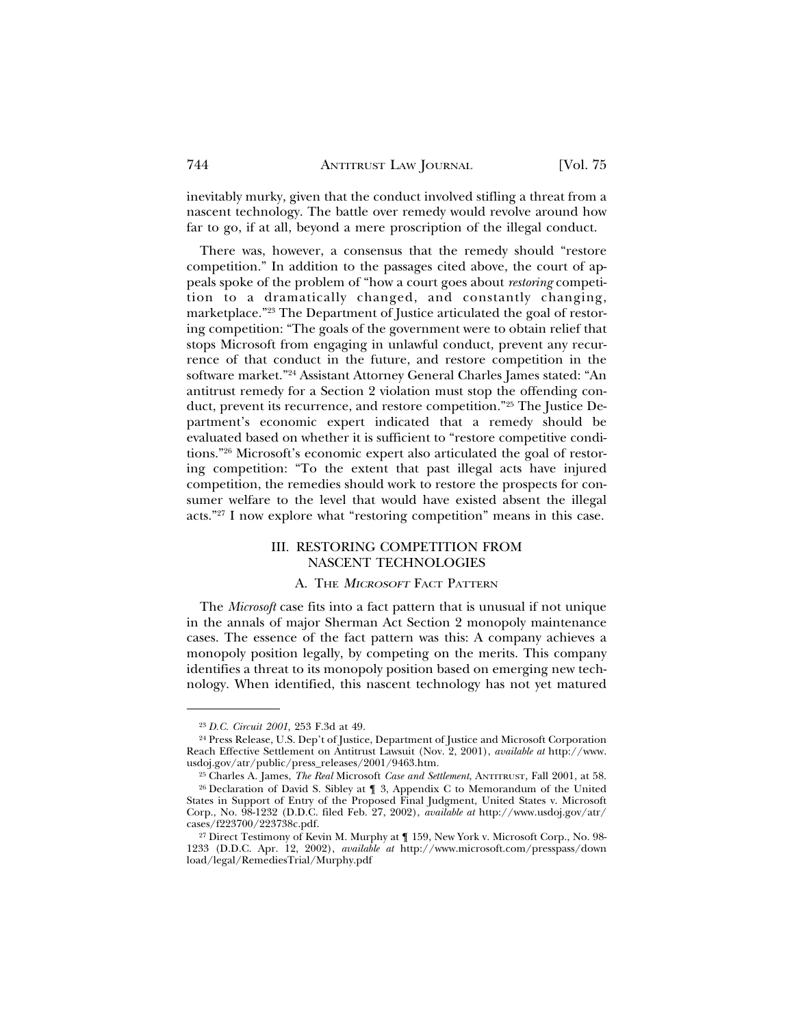inevitably murky, given that the conduct involved stifling a threat from a nascent technology. The battle over remedy would revolve around how far to go, if at all, beyond a mere proscription of the illegal conduct.

There was, however, a consensus that the remedy should "restore competition." In addition to the passages cited above, the court of appeals spoke of the problem of "how a court goes about *restoring* competition to a dramatically changed, and constantly changing, marketplace."[23] The Department of Justice articulated the goal of restoring competition: "The goals of the government were to obtain relief that stops Microsoft from engaging in unlawful conduct, prevent any recurrence of that conduct in the future, and restore competition in the software market."[24] Assistant Attorney General Charles James stated: "An antitrust remedy for a Section 2 violation must stop the offending conduct, prevent its recurrence, and restore competition."[25] The Justice Department's economic expert indicated that a remedy should be evaluated based on whether it is sufficient to "restore competitive conditions."[26] Microsoft's economic expert also articulated the goal of restoring competition: "To the extent that past illegal acts have injured competition, the remedies should work to restore the prospects for consumer welfare to the level that would have existed absent the illegal acts."[27] I now explore what "restoring competition" means in this case.

## III. RESTORING COMPETITION FROM NASCENT TECHNOLOGIES

### A. The *Microsoft* Fact Pattern

The *Microsoft* case fits into a fact pattern that is unusual if not unique in the annals of major Sherman Act Section 2 monopoly maintenance cases. The essence of the fact pattern was this: A company achieves a monopoly position legally, by competing on the merits. This company identifies a threat to its monopoly position based on emerging new technology. When identified, this nascent technology has not yet matured

---

[23] *D.C. Circuit 2001,* 253 F.3d at 49.

[24] Press Release, U.S. Dep't of Justice, Department of Justice and Microsoft Corporation Reach Effective Settlement on Antitrust Lawsuit (Nov. 2, 2001), *available at* http://www.usdoj.gov/atr/public/press_releases/2001/9463.htm.

[25] Charles A. James, *The Real* Microsoft *Case and Settlement*, Antitrust, Fall 2001, at 58.

[26] Declaration of David S. Sibley at ¶ 3, Appendix C to Memorandum of the United States in Support of Entry of the Proposed Final Judgment, United States v. Microsoft Corp., No. 98-1232 (D.D.C. filed Feb. 27, 2002), *available at* http://www.usdoj.gov/atr/cases/f223700/223738c.pdf.

[27] Direct Testimony of Kevin M. Murphy at ¶ 159, New York v. Microsoft Corp., No. 98-1233 (D.D.C. Apr. 12, 2002), *available at* http://www.microsoft.com/presspass/download/legal/RemediesTrial/Murphy.pdf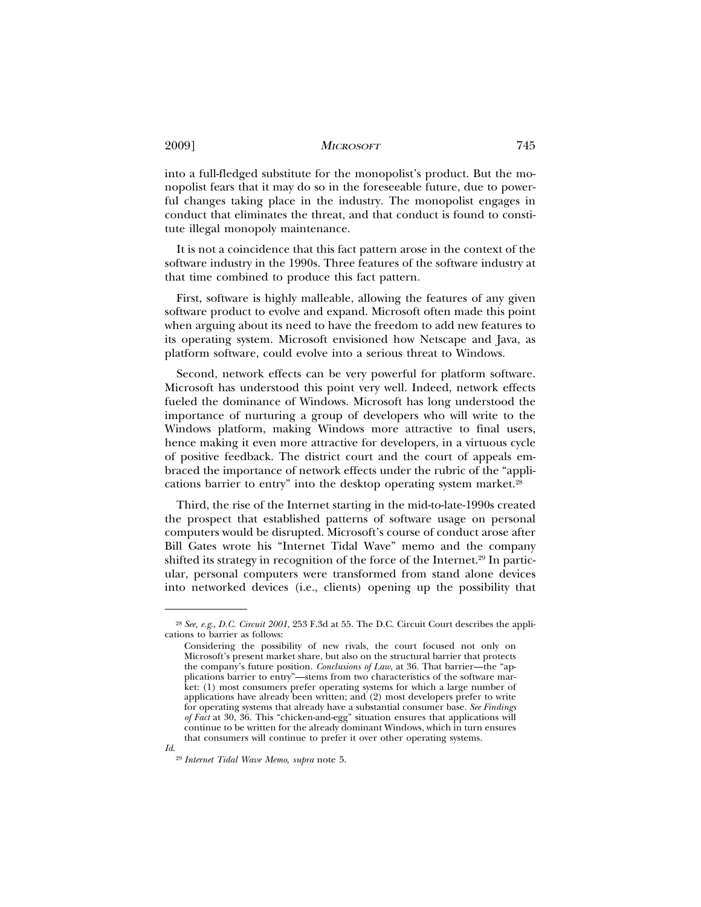into a full-fledged substitute for the monopolist's product. But the monopolist fears that it may do so in the foreseeable future, due to powerful changes taking place in the industry. The monopolist engages in conduct that eliminates the threat, and that conduct is found to constitute illegal monopoly maintenance.

It is not a coincidence that this fact pattern arose in the context of the software industry in the 1990s. Three features of the software industry at that time combined to produce this fact pattern.

First, software is highly malleable, allowing the features of any given software product to evolve and expand. Microsoft often made this point when arguing about its need to have the freedom to add new features to its operating system. Microsoft envisioned how Netscape and Java, as platform software, could evolve into a serious threat to Windows.

Second, network effects can be very powerful for platform software. Microsoft has understood this point very well. Indeed, network effects fueled the dominance of Windows. Microsoft has long understood the importance of nurturing a group of developers who will write to the Windows platform, making Windows more attractive to final users, hence making it even more attractive for developers, in a virtuous cycle of positive feedback. The district court and the court of appeals embraced the importance of network effects under the rubric of the "applications barrier to entry" into the desktop operating system market.[28]

Third, the rise of the Internet starting in the mid-to-late-1990s created the prospect that established patterns of software usage on personal computers would be disrupted. Microsoft's course of conduct arose after Bill Gates wrote his "Internet Tidal Wave" memo and the company shifted its strategy in recognition of the force of the Internet.[29] In particular, personal computers were transformed from stand alone devices into networked devices (i.e., clients) opening up the possibility that

---

[28] *See, e.g.*, *D.C. Circuit 2001*, 253 F.3d at 55. The D.C. Circuit Court describes the applications to barrier as follows:

> Considering the possibility of new rivals, the court focused not only on Microsoft's present market share, but also on the structural barrier that protects the company's future position. *Conclusions of Law*, at 36. That barrier—the "applications barrier to entry"—stems from two characteristics of the software market: (1) most consumers prefer operating systems for which a large number of applications have already been written; and (2) most developers prefer to write for operating systems that already have a substantial consumer base. *See Findings of Fact* at 30, 36. This "chicken-and-egg" situation ensures that applications will continue to be written for the already dominant Windows, which in turn ensures that consumers will continue to prefer it over other operating systems.

*Id.*

[29] *Internet Tidal Wave Memo*, *supra* note 5.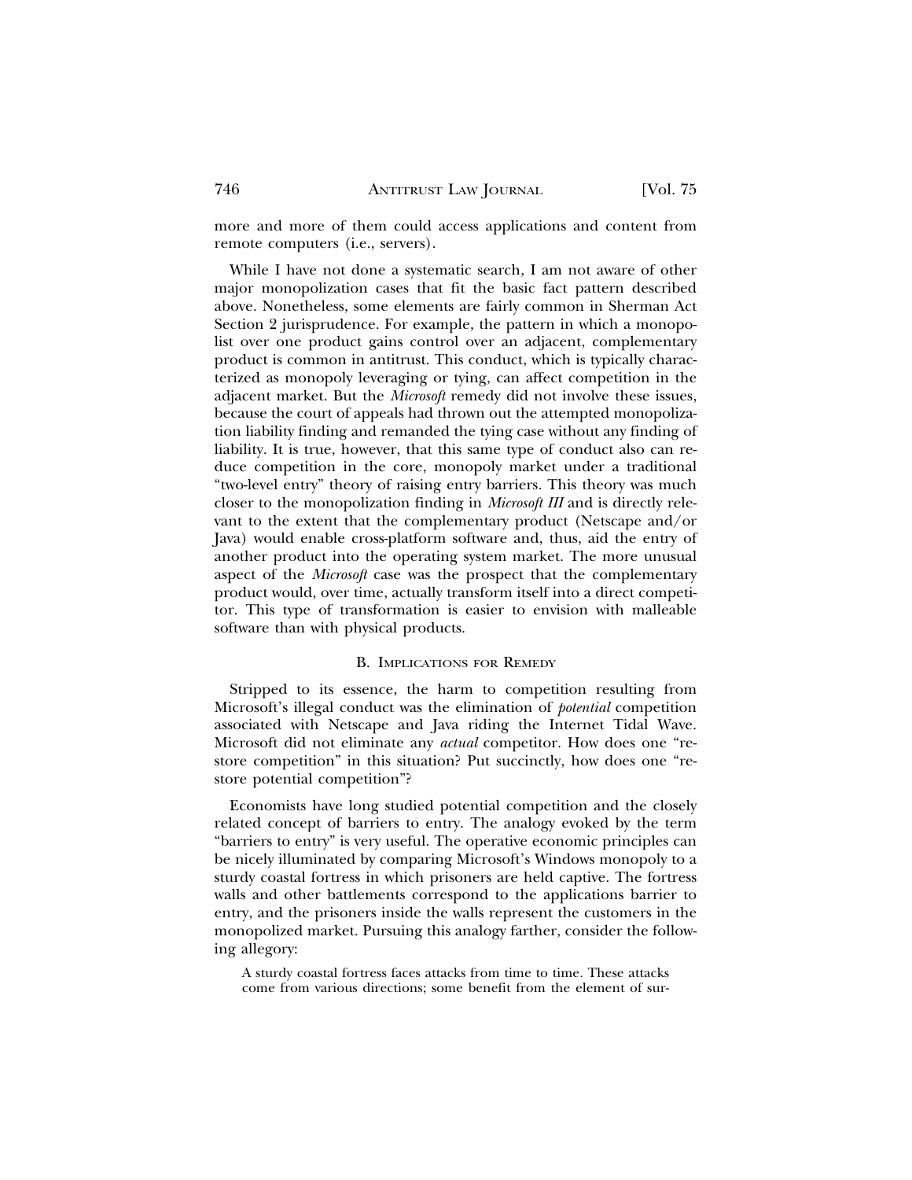more and more of them could access applications and content from remote computers (i.e., servers).

While I have not done a systematic search, I am not aware of other major monopolization cases that fit the basic fact pattern described above. Nonetheless, some elements are fairly common in Sherman Act Section 2 jurisprudence. For example, the pattern in which a monopolist over one product gains control over an adjacent, complementary product is common in antitrust. This conduct, which is typically characterized as monopoly leveraging or tying, can affect competition in the adjacent market. But the *Microsoft* remedy did not involve these issues, because the court of appeals had thrown out the attempted monopolization liability finding and remanded the tying case without any finding of liability. It is true, however, that this same type of conduct also can reduce competition in the core, monopoly market under a traditional "two-level entry" theory of raising entry barriers. This theory was much closer to the monopolization finding in *Microsoft III* and is directly relevant to the extent that the complementary product (Netscape and/or Java) would enable cross-platform software and, thus, aid the entry of another product into the operating system market. The more unusual aspect of the *Microsoft* case was the prospect that the complementary product would, over time, actually transform itself into a direct competitor. This type of transformation is easier to envision with malleable software than with physical products.

### B. Implications for Remedy

Stripped to its essence, the harm to competition resulting from Microsoft's illegal conduct was the elimination of *potential* competition associated with Netscape and Java riding the Internet Tidal Wave. Microsoft did not eliminate any *actual* competitor. How does one "restore competition" in this situation? Put succinctly, how does one "restore potential competition"?

Economists have long studied potential competition and the closely related concept of barriers to entry. The analogy evoked by the term "barriers to entry" is very useful. The operative economic principles can be nicely illuminated by comparing Microsoft's Windows monopoly to a sturdy coastal fortress in which prisoners are held captive. The fortress walls and other battlements correspond to the applications barrier to entry, and the prisoners inside the walls represent the customers in the monopolized market. Pursuing this analogy farther, consider the following allegory:

> A sturdy coastal fortress faces attacks from time to time. These attacks come from various directions; some benefit from the element of sur-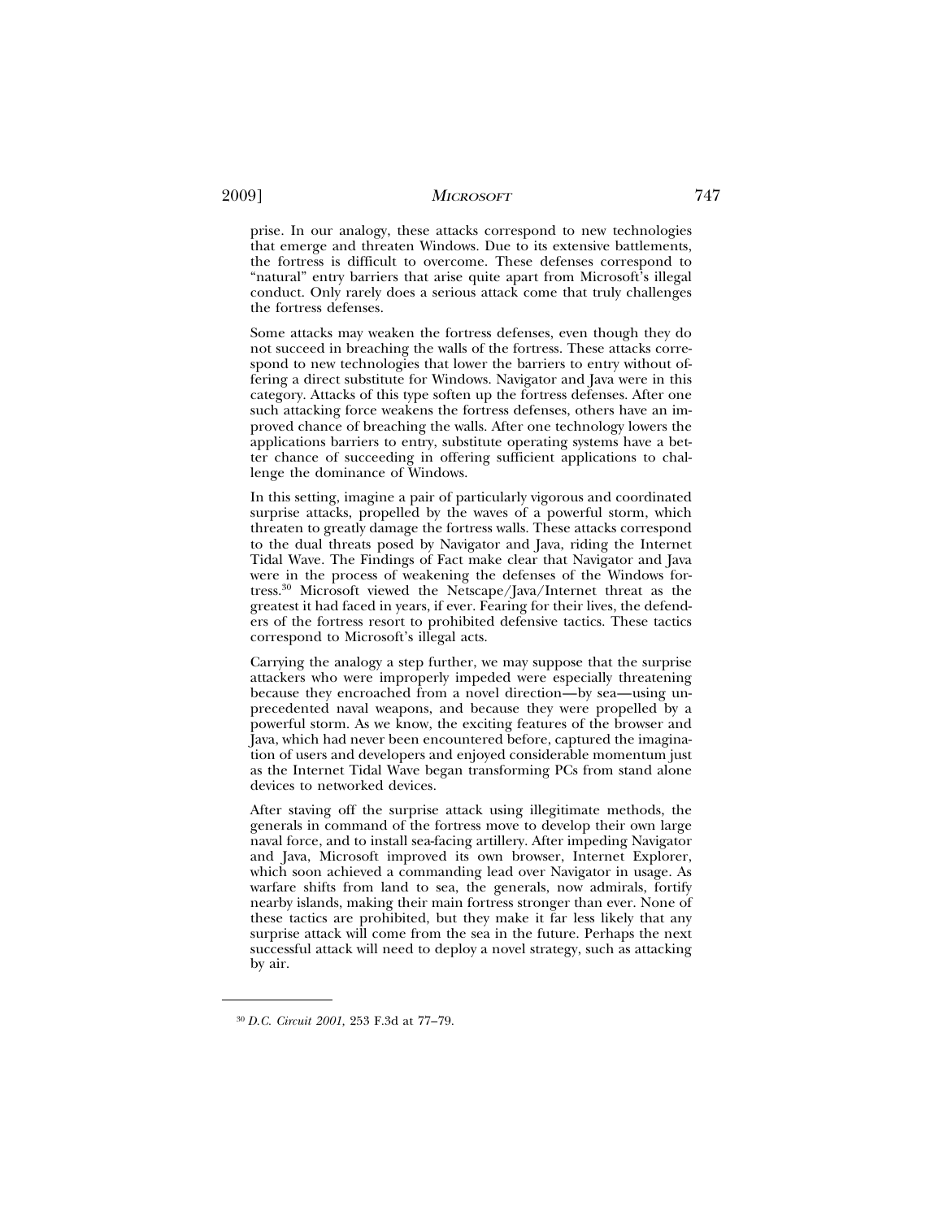prise. In our analogy, these attacks correspond to new technologies that emerge and threaten Windows. Due to its extensive battlements, the fortress is difficult to overcome. These defenses correspond to "natural" entry barriers that arise quite apart from Microsoft's illegal conduct. Only rarely does a serious attack come that truly challenges the fortress defenses.

Some attacks may weaken the fortress defenses, even though they do not succeed in breaching the walls of the fortress. These attacks correspond to new technologies that lower the barriers to entry without offering a direct substitute for Windows. Navigator and Java were in this category. Attacks of this type soften up the fortress defenses. After one such attacking force weakens the fortress defenses, others have an improved chance of breaching the walls. After one technology lowers the applications barriers to entry, substitute operating systems have a better chance of succeeding in offering sufficient applications to challenge the dominance of Windows.

In this setting, imagine a pair of particularly vigorous and coordinated surprise attacks, propelled by the waves of a powerful storm, which threaten to greatly damage the fortress walls. These attacks correspond to the dual threats posed by Navigator and Java, riding the Internet Tidal Wave. The Findings of Fact make clear that Navigator and Java were in the process of weakening the defenses of the Windows fortress.[30] Microsoft viewed the Netscape/Java/Internet threat as the greatest it had faced in years, if ever. Fearing for their lives, the defenders of the fortress resort to prohibited defensive tactics. These tactics correspond to Microsoft's illegal acts.

Carrying the analogy a step further, we may suppose that the surprise attackers who were improperly impeded were especially threatening because they encroached from a novel direction—by sea—using unprecedented naval weapons, and because they were propelled by a powerful storm. As we know, the exciting features of the browser and Java, which had never been encountered before, captured the imagination of users and developers and enjoyed considerable momentum just as the Internet Tidal Wave began transforming PCs from stand alone devices to networked devices.

After staving off the surprise attack using illegitimate methods, the generals in command of the fortress move to develop their own large naval force, and to install sea-facing artillery. After impeding Navigator and Java, Microsoft improved its own browser, Internet Explorer, which soon achieved a commanding lead over Navigator in usage. As warfare shifts from land to sea, the generals, now admirals, fortify nearby islands, making their main fortress stronger than ever. None of these tactics are prohibited, but they make it far less likely that any surprise attack will come from the sea in the future. Perhaps the next successful attack will need to deploy a novel strategy, such as attacking by air.

---

[30] *D.C. Circuit 2001,* 253 F.3d at 77–79.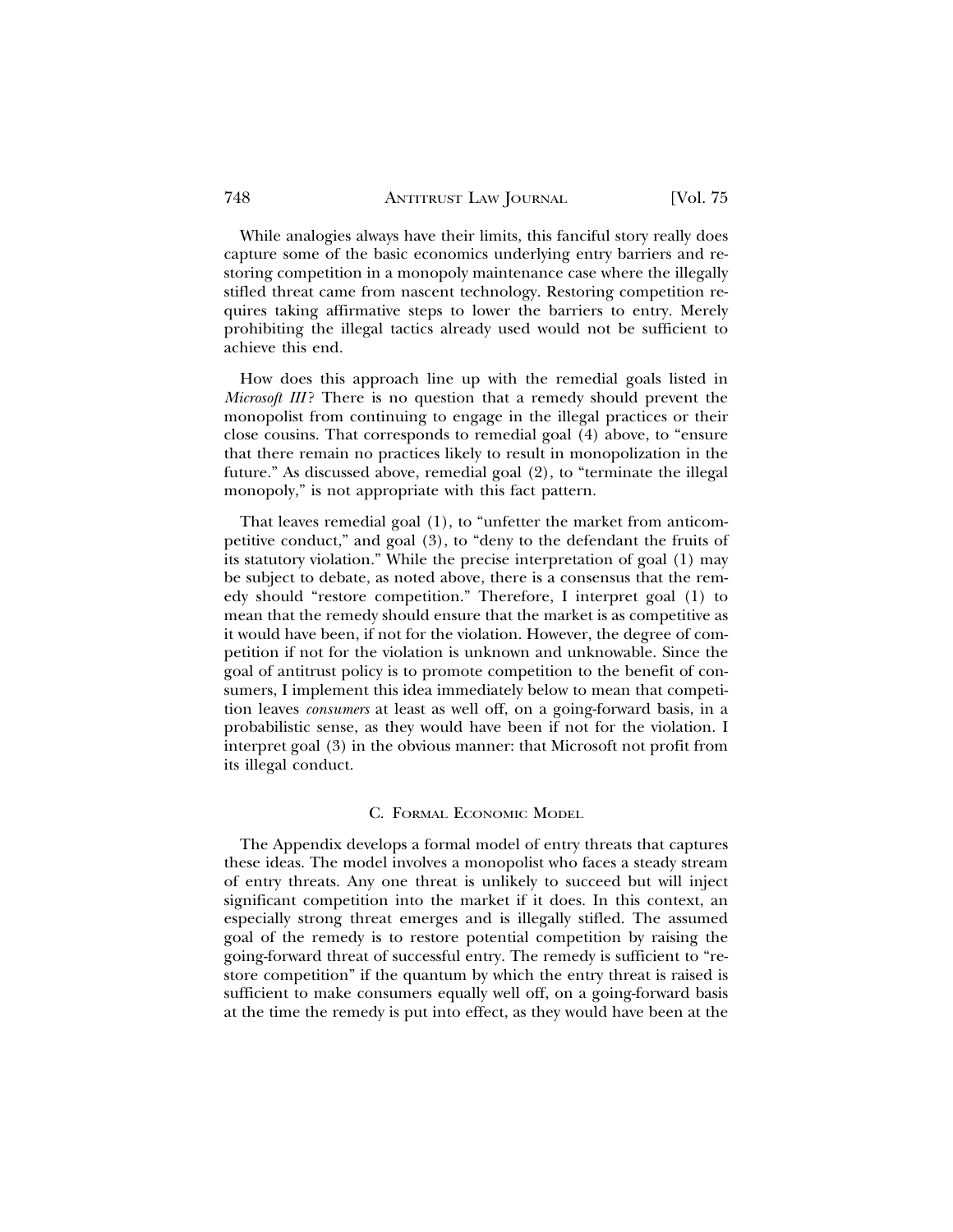While analogies always have their limits, this fanciful story really does capture some of the basic economics underlying entry barriers and restoring competition in a monopoly maintenance case where the illegally stifled threat came from nascent technology. Restoring competition requires taking affirmative steps to lower the barriers to entry. Merely prohibiting the illegal tactics already used would not be sufficient to achieve this end.

How does this approach line up with the remedial goals listed in *Microsoft III*? There is no question that a remedy should prevent the monopolist from continuing to engage in the illegal practices or their close cousins. That corresponds to remedial goal (4) above, to "ensure that there remain no practices likely to result in monopolization in the future." As discussed above, remedial goal (2), to "terminate the illegal monopoly," is not appropriate with this fact pattern.

That leaves remedial goal (1), to "unfetter the market from anticompetitive conduct," and goal (3), to "deny to the defendant the fruits of its statutory violation." While the precise interpretation of goal (1) may be subject to debate, as noted above, there is a consensus that the remedy should "restore competition." Therefore, I interpret goal (1) to mean that the remedy should ensure that the market is as competitive as it would have been, if not for the violation. However, the degree of competition if not for the violation is unknown and unknowable. Since the goal of antitrust policy is to promote competition to the benefit of consumers, I implement this idea immediately below to mean that competition leaves *consumers* at least as well off, on a going-forward basis, in a probabilistic sense, as they would have been if not for the violation. I interpret goal (3) in the obvious manner: that Microsoft not profit from its illegal conduct.

### C. Formal Economic Model

The Appendix develops a formal model of entry threats that captures these ideas. The model involves a monopolist who faces a steady stream of entry threats. Any one threat is unlikely to succeed but will inject significant competition into the market if it does. In this context, an especially strong threat emerges and is illegally stifled. The assumed goal of the remedy is to restore potential competition by raising the going-forward threat of successful entry. The remedy is sufficient to "restore competition" if the quantum by which the entry threat is raised is sufficient to make consumers equally well off, on a going-forward basis at the time the remedy is put into effect, as they would have been at the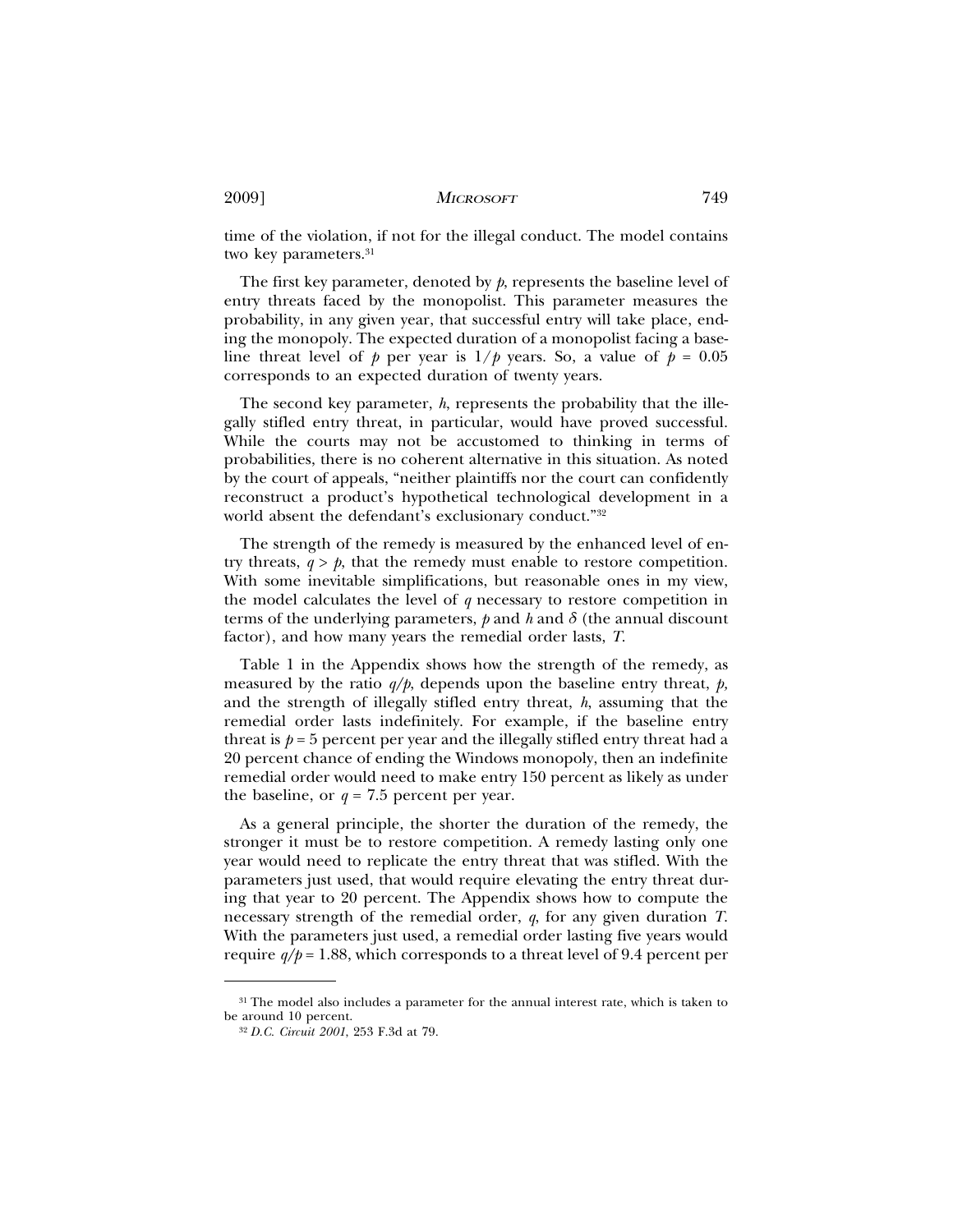time of the violation, if not for the illegal conduct. The model contains two key parameters.[31]

The first key parameter, denoted by $p$, represents the baseline level of entry threats faced by the monopolist. This parameter measures the probability, in any given year, that successful entry will take place, ending the monopoly. The expected duration of a monopolist facing a baseline threat level of $p$ per year is $1/p$ years. So, a value of $p = 0.05$ corresponds to an expected duration of twenty years.

The second key parameter, $h$, represents the probability that the illegally stifled entry threat, in particular, would have proved successful. While the courts may not be accustomed to thinking in terms of probabilities, there is no coherent alternative in this situation. As noted by the court of appeals, "neither plaintiffs nor the court can confidently reconstruct a product's hypothetical technological development in a world absent the defendant's exclusionary conduct."[32]

The strength of the remedy is measured by the enhanced level of entry threats, $q > p$, that the remedy must enable to restore competition. With some inevitable simplifications, but reasonable ones in my view, the model calculates the level of $q$ necessary to restore competition in terms of the underlying parameters, $p$ and $h$ and $\delta$ (the annual discount factor), and how many years the remedial order lasts, $T$.

Table 1 in the Appendix shows how the strength of the remedy, as measured by the ratio $q/p$, depends upon the baseline entry threat, $p$, and the strength of illegally stifled entry threat, $h$, assuming that the remedial order lasts indefinitely. For example, if the baseline entry threat is $p = 5$ percent per year and the illegally stifled entry threat had a 20 percent chance of ending the Windows monopoly, then an indefinite remedial order would need to make entry 150 percent as likely as under the baseline, or $q = 7.5$ percent per year.

As a general principle, the shorter the duration of the remedy, the stronger it must be to restore competition. A remedy lasting only one year would need to replicate the entry threat that was stifled. With the parameters just used, that would require elevating the entry threat during that year to 20 percent. The Appendix shows how to compute the necessary strength of the remedial order, $q$, for any given duration $T$. With the parameters just used, a remedial order lasting five years would require $q/p = 1.88$, which corresponds to a threat level of 9.4 percent per

---

[31] The model also includes a parameter for the annual interest rate, which is taken to be around 10 percent.

[32] *D.C. Circuit 2001*, 253 F.3d at 79.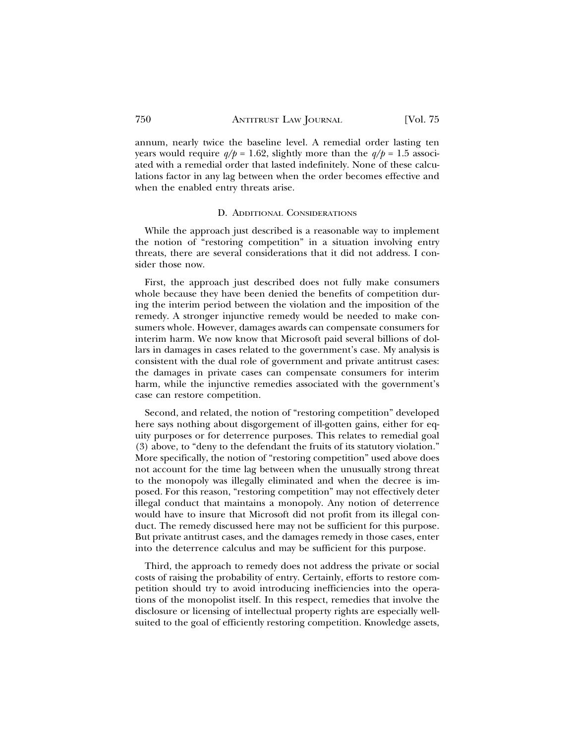annum, nearly twice the baseline level. A remedial order lasting ten years would require $q/p = 1.62$, slightly more than the $q/p = 1.5$ associated with a remedial order that lasted indefinitely. None of these calculations factor in any lag between when the order becomes effective and when the enabled entry threats arise.

### D. Additional Considerations

While the approach just described is a reasonable way to implement the notion of "restoring competition" in a situation involving entry threats, there are several considerations that it did not address. I consider those now.

First, the approach just described does not fully make consumers whole because they have been denied the benefits of competition during the interim period between the violation and the imposition of the remedy. A stronger injunctive remedy would be needed to make consumers whole. However, damages awards can compensate consumers for interim harm. We now know that Microsoft paid several billions of dollars in damages in cases related to the government's case. My analysis is consistent with the dual role of government and private antitrust cases: the damages in private cases can compensate consumers for interim harm, while the injunctive remedies associated with the government's case can restore competition.

Second, and related, the notion of "restoring competition" developed here says nothing about disgorgement of ill-gotten gains, either for equity purposes or for deterrence purposes. This relates to remedial goal (3) above, to "deny to the defendant the fruits of its statutory violation." More specifically, the notion of "restoring competition" used above does not account for the time lag between when the unusually strong threat to the monopoly was illegally eliminated and when the decree is imposed. For this reason, "restoring competition" may not effectively deter illegal conduct that maintains a monopoly. Any notion of deterrence would have to insure that Microsoft did not profit from its illegal conduct. The remedy discussed here may not be sufficient for this purpose. But private antitrust cases, and the damages remedy in those cases, enter into the deterrence calculus and may be sufficient for this purpose.

Third, the approach to remedy does not address the private or social costs of raising the probability of entry. Certainly, efforts to restore competition should try to avoid introducing inefficiencies into the operations of the monopolist itself. In this respect, remedies that involve the disclosure or licensing of intellectual property rights are especially well-suited to the goal of efficiently restoring competition. Knowledge assets,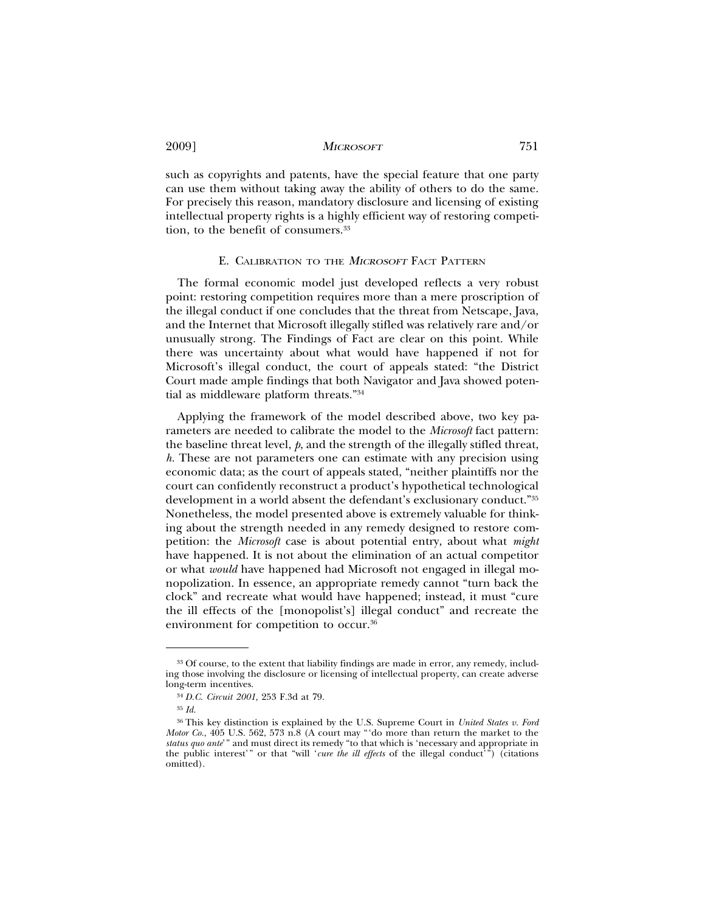such as copyrights and patents, have the special feature that one party can use them without taking away the ability of others to do the same. For precisely this reason, mandatory disclosure and licensing of existing intellectual property rights is a highly efficient way of restoring competition, to the benefit of consumers.[33]

### E. Calibration to the *Microsoft* Fact Pattern

The formal economic model just developed reflects a very robust point: restoring competition requires more than a mere proscription of the illegal conduct if one concludes that the threat from Netscape, Java, and the Internet that Microsoft illegally stifled was relatively rare and/or unusually strong. The Findings of Fact are clear on this point. While there was uncertainty about what would have happened if not for Microsoft's illegal conduct, the court of appeals stated: "the District Court made ample findings that both Navigator and Java showed potential as middleware platform threats."[34]

Applying the framework of the model described above, two key parameters are needed to calibrate the model to the *Microsoft* fact pattern: the baseline threat level, $p$, and the strength of the illegally stifled threat, $h$. These are not parameters one can estimate with any precision using economic data; as the court of appeals stated, "neither plaintiffs nor the court can confidently reconstruct a product's hypothetical technological development in a world absent the defendant's exclusionary conduct."[35] Nonetheless, the model presented above is extremely valuable for thinking about the strength needed in any remedy designed to restore competition: the *Microsoft* case is about potential entry, about what *might* have happened. It is not about the elimination of an actual competitor or what *would* have happened had Microsoft not engaged in illegal monopolization. In essence, an appropriate remedy cannot "turn back the clock" and recreate what would have happened; instead, it must "cure the ill effects of the [monopolist's] illegal conduct" and recreate the environment for competition to occur.[36]

---

[33] Of course, to the extent that liability findings are made in error, any remedy, including those involving the disclosure or licensing of intellectual property, can create adverse long-term incentives.

[34] *D.C. Circuit 2001,* 253 F.3d at 79.

[35] *Id.*

[36] This key distinction is explained by the U.S. Supreme Court in *United States v. Ford Motor Co.*, 405 U.S. 562, 573 n.8 (A court may "'do more than return the market to the *status quo ante*'" and must direct its remedy "to that which is 'necessary and appropriate in the public interest'" or that "will '*cure the ill effects* of the illegal conduct'") (citations omitted).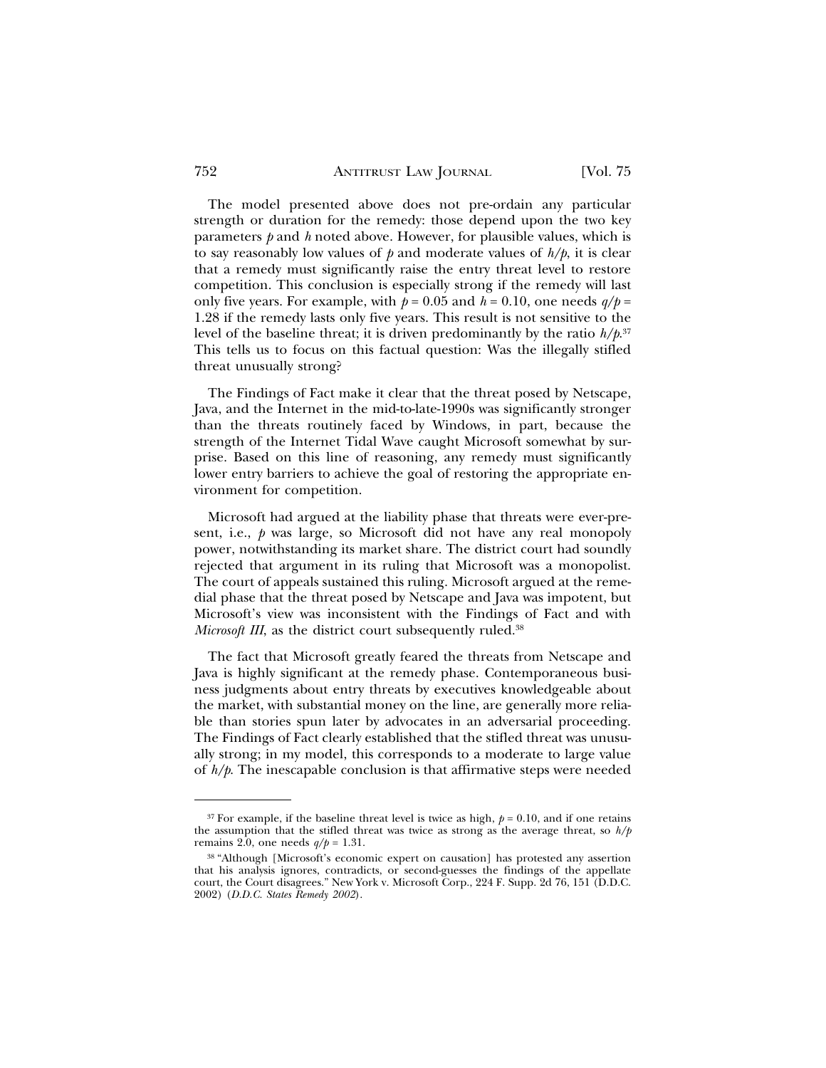The model presented above does not pre-ordain any particular strength or duration for the remedy: those depend upon the two key parameters $p$ and $h$ noted above. However, for plausible values, which is to say reasonably low values of $p$ and moderate values of $h/p$, it is clear that a remedy must significantly raise the entry threat level to restore competition. This conclusion is especially strong if the remedy will last only five years. For example, with $p = 0.05$ and $h = 0.10$, one needs $q/p = 1.28$ if the remedy lasts only five years. This result is not sensitive to the level of the baseline threat; it is driven predominantly by the ratio $h/p$.[37] This tells us to focus on this factual question: Was the illegally stifled threat unusually strong?

The Findings of Fact make it clear that the threat posed by Netscape, Java, and the Internet in the mid-to-late-1990s was significantly stronger than the threats routinely faced by Windows, in part, because the strength of the Internet Tidal Wave caught Microsoft somewhat by surprise. Based on this line of reasoning, any remedy must significantly lower entry barriers to achieve the goal of restoring the appropriate environment for competition.

Microsoft had argued at the liability phase that threats were ever-present, i.e., $p$ was large, so Microsoft did not have any real monopoly power, notwithstanding its market share. The district court had soundly rejected that argument in its ruling that Microsoft was a monopolist. The court of appeals sustained this ruling. Microsoft argued at the remedial phase that the threat posed by Netscape and Java was impotent, but Microsoft's view was inconsistent with the Findings of Fact and with *Microsoft III*, as the district court subsequently ruled.[38]

The fact that Microsoft greatly feared the threats from Netscape and Java is highly significant at the remedy phase. Contemporaneous business judgments about entry threats by executives knowledgeable about the market, with substantial money on the line, are generally more reliable than stories spun later by advocates in an adversarial proceeding. The Findings of Fact clearly established that the stifled threat was unusually strong; in my model, this corresponds to a moderate to large value of $h/p$. The inescapable conclusion is that affirmative steps were needed

---

[37] For example, if the baseline threat level is twice as high, $p = 0.10$, and if one retains the assumption that the stifled threat was twice as strong as the average threat, so $h/p$ remains 2.0, one needs $q/p = 1.31$.

[38] "Although [Microsoft's economic expert on causation] has protested any assertion that his analysis ignores, contradicts, or second-guesses the findings of the appellate court, the Court disagrees." New York v. Microsoft Corp., 224 F. Supp. 2d 76, 151 (D.D.C. 2002) (*D.D.C. States Remedy 2002*).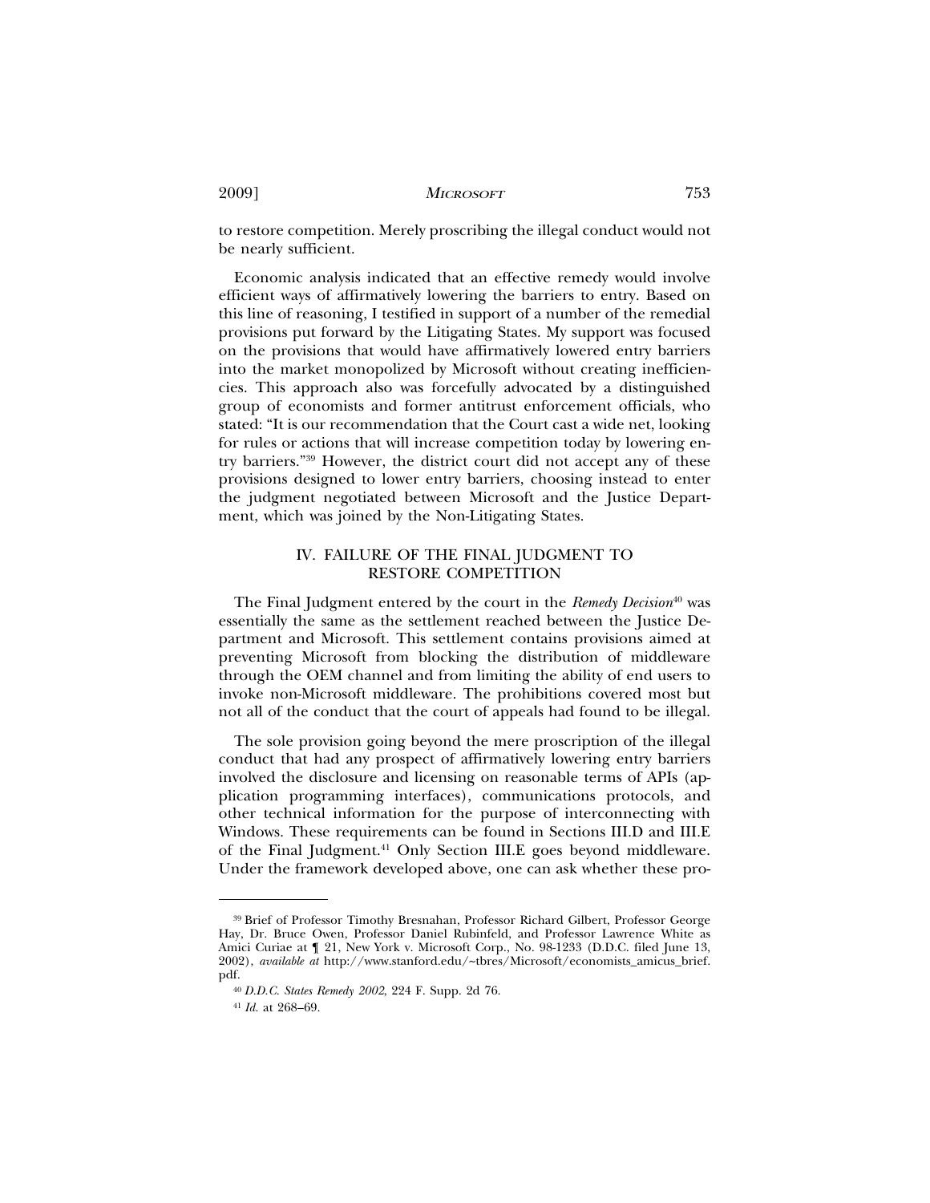to restore competition. Merely proscribing the illegal conduct would not be nearly sufficient.

Economic analysis indicated that an effective remedy would involve efficient ways of affirmatively lowering the barriers to entry. Based on this line of reasoning, I testified in support of a number of the remedial provisions put forward by the Litigating States. My support was focused on the provisions that would have affirmatively lowered entry barriers into the market monopolized by Microsoft without creating inefficiencies. This approach also was forcefully advocated by a distinguished group of economists and former antitrust enforcement officials, who stated: "It is our recommendation that the Court cast a wide net, looking for rules or actions that will increase competition today by lowering entry barriers."[39] However, the district court did not accept any of these provisions designed to lower entry barriers, choosing instead to enter the judgment negotiated between Microsoft and the Justice Department, which was joined by the Non-Litigating States.

## IV. FAILURE OF THE FINAL JUDGMENT TO RESTORE COMPETITION

The Final Judgment entered by the court in the *Remedy Decision*[40] was essentially the same as the settlement reached between the Justice Department and Microsoft. This settlement contains provisions aimed at preventing Microsoft from blocking the distribution of middleware through the OEM channel and from limiting the ability of end users to invoke non-Microsoft middleware. The prohibitions covered most but not all of the conduct that the court of appeals had found to be illegal.

The sole provision going beyond the mere proscription of the illegal conduct that had any prospect of affirmatively lowering entry barriers involved the disclosure and licensing on reasonable terms of APIs (application programming interfaces), communications protocols, and other technical information for the purpose of interconnecting with Windows. These requirements can be found in Sections III.D and III.E of the Final Judgment.[41] Only Section III.E goes beyond middleware. Under the framework developed above, one can ask whether these pro-

---

[39] Brief of Professor Timothy Bresnahan, Professor Richard Gilbert, Professor George Hay, Dr. Bruce Owen, Professor Daniel Rubinfeld, and Professor Lawrence White as Amici Curiae at ¶ 21, New York v. Microsoft Corp., No. 98-1233 (D.D.C. filed June 13, 2002), *available at* http://www.stanford.edu/~tbres/Microsoft/economists_amicus_brief.pdf.

[40] *D.D.C. States Remedy 2002*, 224 F. Supp. 2d 76.

[41] *Id.* at 268–69.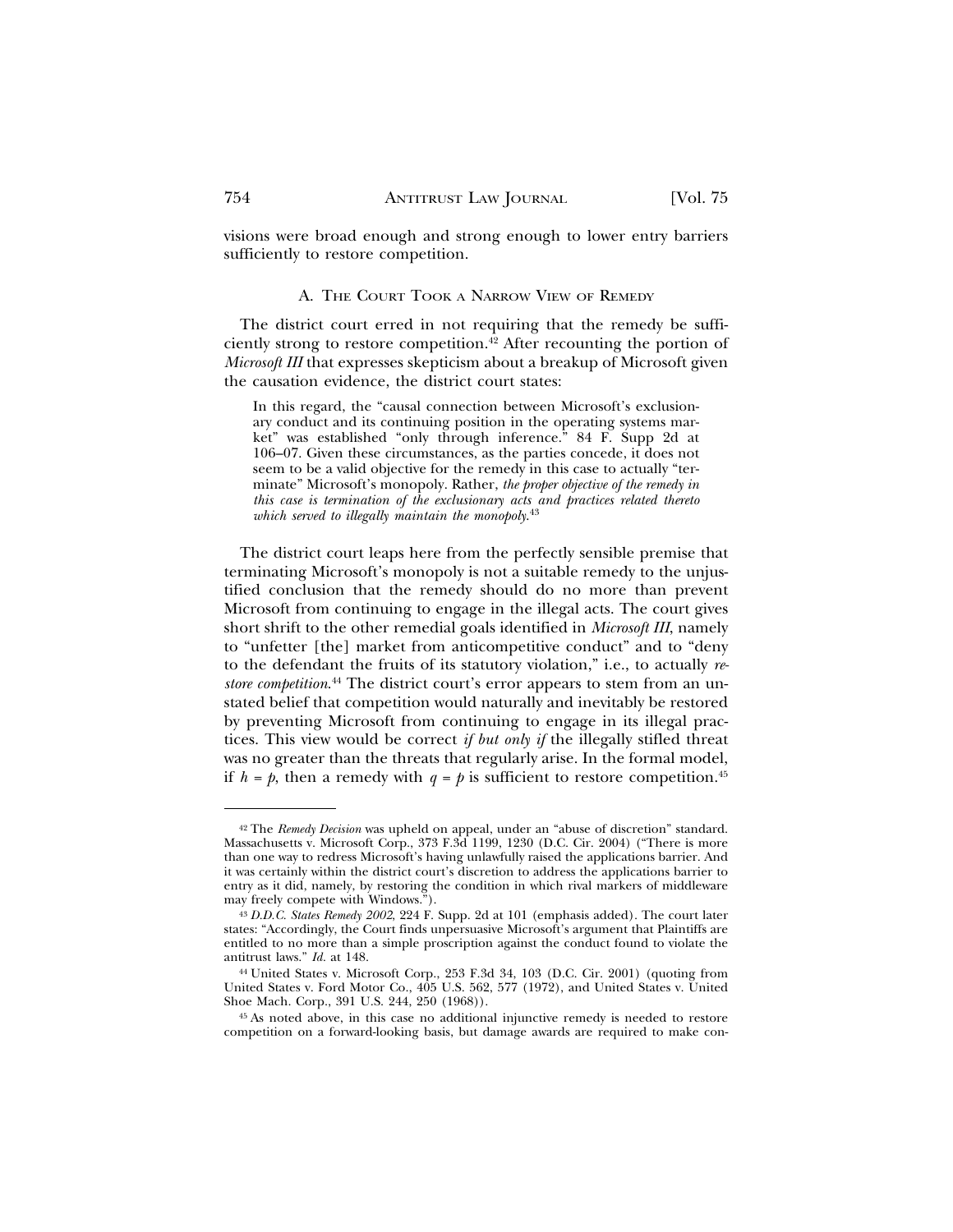visions were broad enough and strong enough to lower entry barriers sufficiently to restore competition.

### A. The Court Took a Narrow View of Remedy

The district court erred in not requiring that the remedy be sufficiently strong to restore competition.[42] After recounting the portion of *Microsoft III* that expresses skepticism about a breakup of Microsoft given the causation evidence, the district court states:

> In this regard, the "causal connection between Microsoft's exclusionary conduct and its continuing position in the operating systems market" was established "only through inference." 84 F. Supp 2d at 106–07. Given these circumstances, as the parties concede, it does not seem to be a valid objective for the remedy in this case to actually "terminate" Microsoft's monopoly. Rather, *the proper objective of the remedy in this case is termination of the exclusionary acts and practices related thereto which served to illegally maintain the monopoly*.[43]

The district court leaps here from the perfectly sensible premise that terminating Microsoft's monopoly is not a suitable remedy to the unjustified conclusion that the remedy should do no more than prevent Microsoft from continuing to engage in the illegal acts. The court gives short shrift to the other remedial goals identified in *Microsoft III*, namely to "unfetter [the] market from anticompetitive conduct" and to "deny to the defendant the fruits of its statutory violation," i.e., to actually *restore competition*.[44] The district court's error appears to stem from an unstated belief that competition would naturally and inevitably be restored by preventing Microsoft from continuing to engage in its illegal practices. This view would be correct *if but only if* the illegally stifled threat was no greater than the threats that regularly arise. In the formal model, if $h = p$, then a remedy with $q = p$ is sufficient to restore competition.[45]

---

[42] The *Remedy Decision* was upheld on appeal, under an "abuse of discretion" standard. Massachusetts v. Microsoft Corp., 373 F.3d 1199, 1230 (D.C. Cir. 2004) ("There is more than one way to redress Microsoft's having unlawfully raised the applications barrier. And it was certainly within the district court's discretion to address the applications barrier to entry as it did, namely, by restoring the condition in which rival markers of middleware may freely compete with Windows.").

[43] *D.D.C. States Remedy 2002*, 224 F. Supp. 2d at 101 (emphasis added). The court later states: "Accordingly, the Court finds unpersuasive Microsoft's argument that Plaintiffs are entitled to no more than a simple proscription against the conduct found to violate the antitrust laws." *Id.* at 148.

[44] United States v. Microsoft Corp., 253 F.3d 34, 103 (D.C. Cir. 2001) (quoting from United States v. Ford Motor Co., 405 U.S. 562, 577 (1972), and United States v. United Shoe Mach. Corp., 391 U.S. 244, 250 (1968)).

[45] As noted above, in this case no additional injunctive remedy is needed to restore competition on a forward-looking basis, but damage awards are required to make con-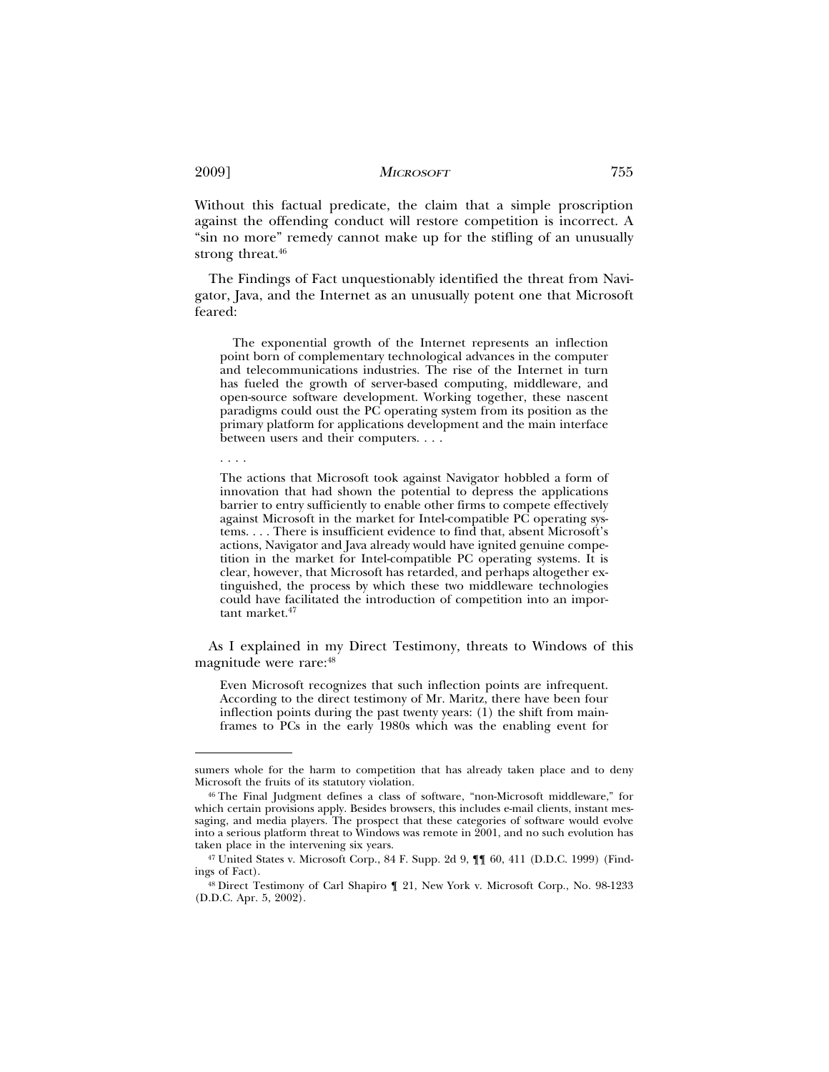Without this factual predicate, the claim that a simple proscription against the offending conduct will restore competition is incorrect. A "sin no more" remedy cannot make up for the stifling of an unusually strong threat.[46]

The Findings of Fact unquestionably identified the threat from Navigator, Java, and the Internet as an unusually potent one that Microsoft feared:

> The exponential growth of the Internet represents an inflection point born of complementary technological advances in the computer and telecommunications industries. The rise of the Internet in turn has fueled the growth of server-based computing, middleware, and open-source software development. Working together, these nascent paradigms could oust the PC operating system from its position as the primary platform for applications development and the main interface between users and their computers. . . .
>
> . . . .
>
> The actions that Microsoft took against Navigator hobbled a form of innovation that had shown the potential to depress the applications barrier to entry sufficiently to enable other firms to compete effectively against Microsoft in the market for Intel-compatible PC operating systems. . . . There is insufficient evidence to find that, absent Microsoft's actions, Navigator and Java already would have ignited genuine competition in the market for Intel-compatible PC operating systems. It is clear, however, that Microsoft has retarded, and perhaps altogether extinguished, the process by which these two middleware technologies could have facilitated the introduction of competition into an important market.[47]

As I explained in my Direct Testimony, threats to Windows of this magnitude were rare:[48]

> Even Microsoft recognizes that such inflection points are infrequent. According to the direct testimony of Mr. Maritz, there have been four inflection points during the past twenty years: (1) the shift from mainframes to PCs in the early 1980s which was the enabling event for

---

sumers whole for the harm to competition that has already taken place and to deny Microsoft the fruits of its statutory violation.

[46] The Final Judgment defines a class of software, "non-Microsoft middleware," for which certain provisions apply. Besides browsers, this includes e-mail clients, instant messaging, and media players. The prospect that these categories of software would evolve into a serious platform threat to Windows was remote in 2001, and no such evolution has taken place in the intervening six years.

[47] United States v. Microsoft Corp., 84 F. Supp. 2d 9, ¶¶ 60, 411 (D.D.C. 1999) (Findings of Fact).

[48] Direct Testimony of Carl Shapiro ¶ 21, New York v. Microsoft Corp., No. 98-1233 (D.D.C. Apr. 5, 2002).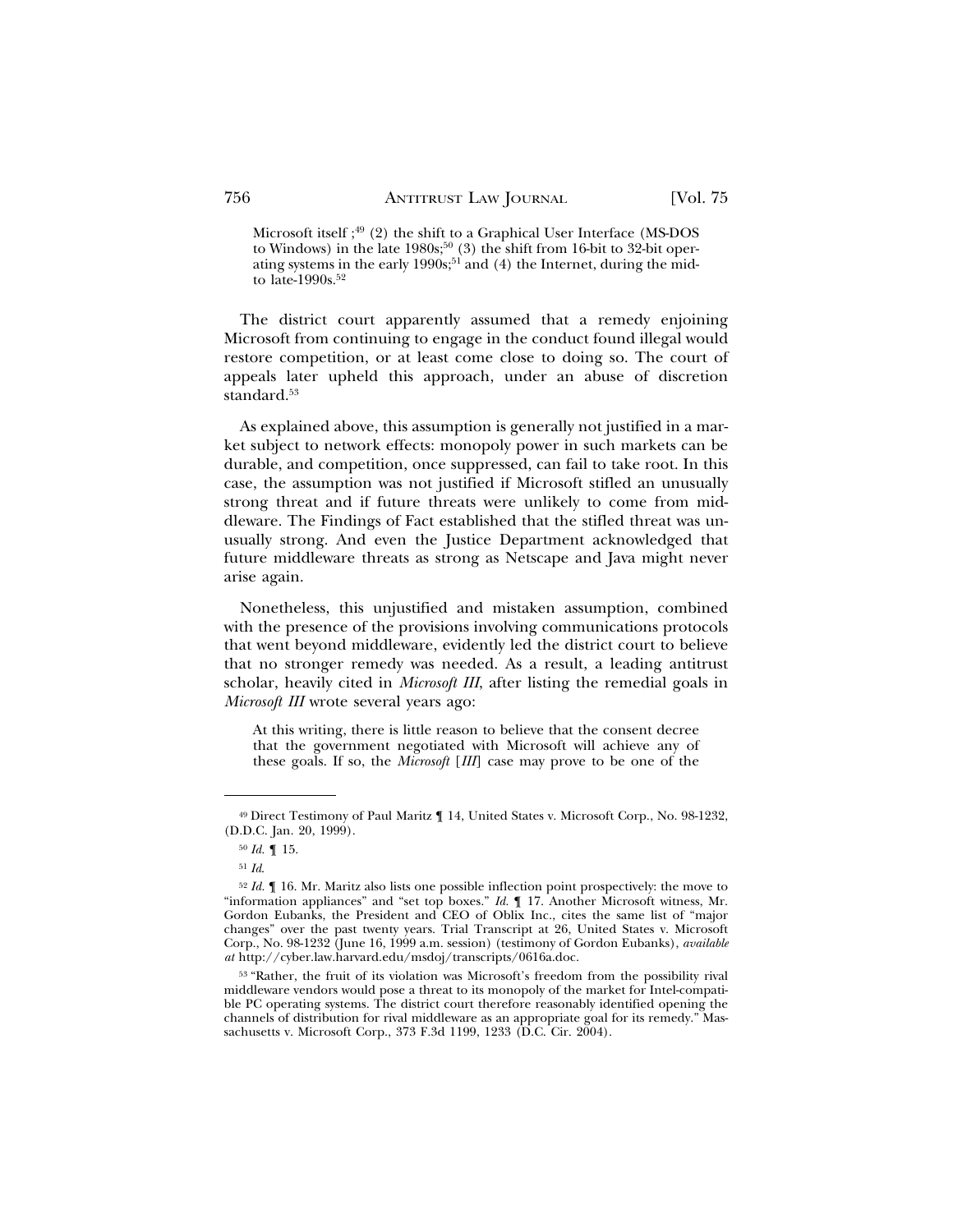Microsoft itself ;[49] (2) the shift to a Graphical User Interface (MS-DOS to Windows) in the late 1980s;[50] (3) the shift from 16-bit to 32-bit operating systems in the early 1990s;[51] and (4) the Internet, during the mid- to late-1990s.[52]

The district court apparently assumed that a remedy enjoining Microsoft from continuing to engage in the conduct found illegal would restore competition, or at least come close to doing so. The court of appeals later upheld this approach, under an abuse of discretion standard.[53]

As explained above, this assumption is generally not justified in a market subject to network effects: monopoly power in such markets can be durable, and competition, once suppressed, can fail to take root. In this case, the assumption was not justified if Microsoft stifled an unusually strong threat and if future threats were unlikely to come from middleware. The Findings of Fact established that the stifled threat was unusually strong. And even the Justice Department acknowledged that future middleware threats as strong as Netscape and Java might never arise again.

Nonetheless, this unjustified and mistaken assumption, combined with the presence of the provisions involving communications protocols that went beyond middleware, evidently led the district court to believe that no stronger remedy was needed. As a result, a leading antitrust scholar, heavily cited in *Microsoft III*, after listing the remedial goals in *Microsoft III* wrote several years ago:

> At this writing, there is little reason to believe that the consent decree that the government negotiated with Microsoft will achieve any of these goals. If so, the *Microsoft* [*III*] case may prove to be one of the

---

[49] Direct Testimony of Paul Maritz ¶ 14, United States v. Microsoft Corp., No. 98-1232, (D.D.C. Jan. 20, 1999).

[50] *Id.* ¶ 15.

[51] *Id.*

[52] *Id.* ¶ 16. Mr. Maritz also lists one possible inflection point prospectively: the move to "information appliances" and "set top boxes." *Id.* ¶ 17. Another Microsoft witness, Mr. Gordon Eubanks, the President and CEO of Oblix Inc., cites the same list of "major changes" over the past twenty years. Trial Transcript at 26, United States v. Microsoft Corp., No. 98-1232 (June 16, 1999 a.m. session) (testimony of Gordon Eubanks), *available at* http://cyber.law.harvard.edu/msdoj/transcripts/0616a.doc.

[53] "Rather, the fruit of its violation was Microsoft's freedom from the possibility rival middleware vendors would pose a threat to its monopoly of the market for Intel-compatible PC operating systems. The district court therefore reasonably identified opening the channels of distribution for rival middleware as an appropriate goal for its remedy." Massachusetts v. Microsoft Corp., 373 F.3d 1199, 1233 (D.C. Cir. 2004).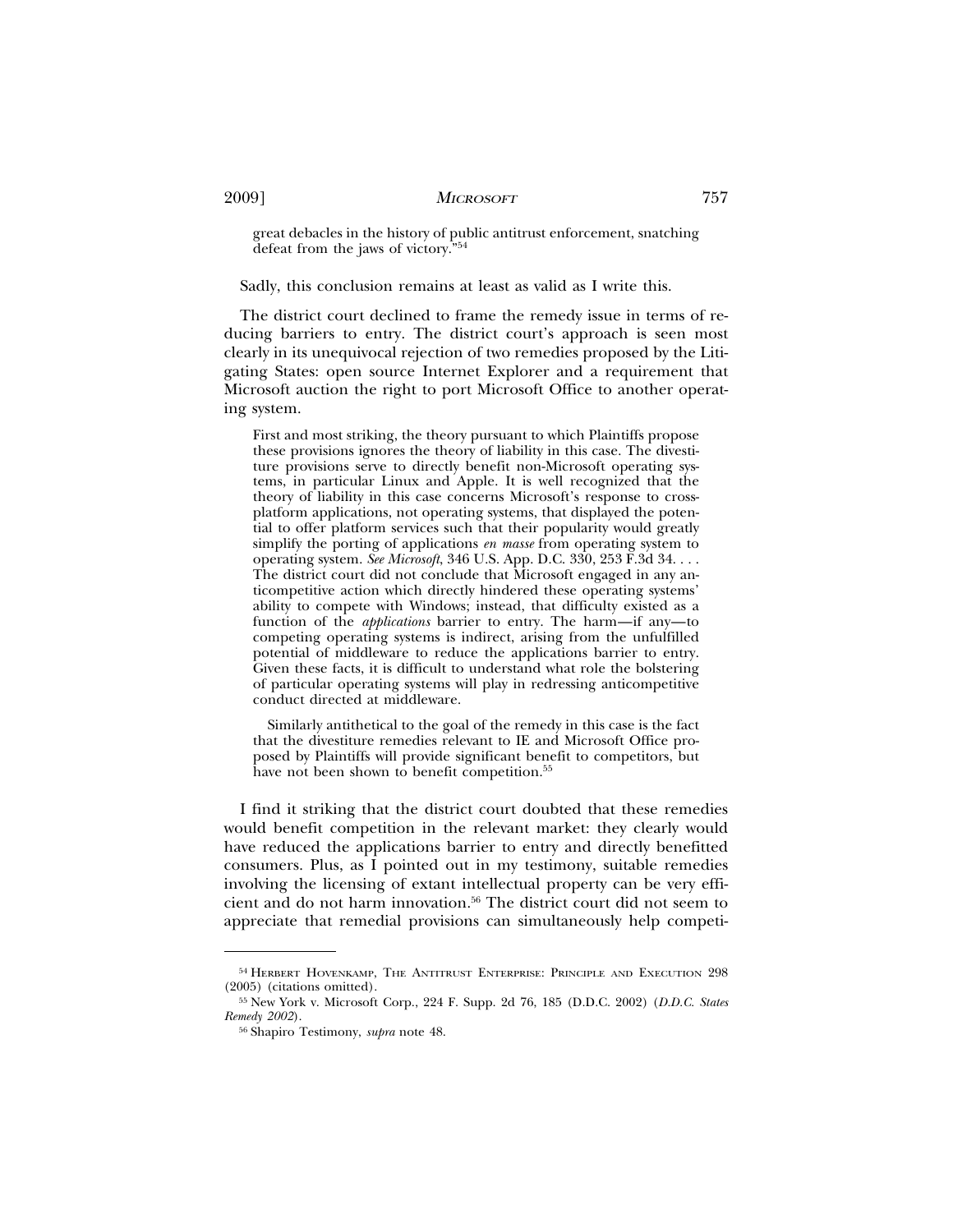great debacles in the history of public antitrust enforcement, snatching defeat from the jaws of victory."[54]

Sadly, this conclusion remains at least as valid as I write this.

The district court declined to frame the remedy issue in terms of reducing barriers to entry. The district court's approach is seen most clearly in its unequivocal rejection of two remedies proposed by the Litigating States: open source Internet Explorer and a requirement that Microsoft auction the right to port Microsoft Office to another operating system.

> First and most striking, the theory pursuant to which Plaintiffs propose these provisions ignores the theory of liability in this case. The divestiture provisions serve to directly benefit non-Microsoft operating systems, in particular Linux and Apple. It is well recognized that the theory of liability in this case concerns Microsoft's response to cross-platform applications, not operating systems, that displayed the potential to offer platform services such that their popularity would greatly simplify the porting of applications *en masse* from operating system to operating system. *See Microsoft*, 346 U.S. App. D.C. 330, 253 F.3d 34. . . . The district court did not conclude that Microsoft engaged in any anticompetitive action which directly hindered these operating systems' ability to compete with Windows; instead, that difficulty existed as a function of the *applications* barrier to entry. The harm—if any—to competing operating systems is indirect, arising from the unfulfilled potential of middleware to reduce the applications barrier to entry. Given these facts, it is difficult to understand what role the bolstering of particular operating systems will play in redressing anticompetitive conduct directed at middleware.
>
> Similarly antithetical to the goal of the remedy in this case is the fact that the divestiture remedies relevant to IE and Microsoft Office proposed by Plaintiffs will provide significant benefit to competitors, but have not been shown to benefit competition.[55]

I find it striking that the district court doubted that these remedies would benefit competition in the relevant market: they clearly would have reduced the applications barrier to entry and directly benefitted consumers. Plus, as I pointed out in my testimony, suitable remedies involving the licensing of extant intellectual property can be very efficient and do not harm innovation.[56] The district court did not seem to appreciate that remedial provisions can simultaneously help competi-

---

[54] Herbert Hovenkamp, The Antitrust Enterprise: Principle and Execution 298 (2005) (citations omitted).

[55] New York v. Microsoft Corp., 224 F. Supp. 2d 76, 185 (D.D.C. 2002) (*D.D.C. States Remedy 2002*).

[56] Shapiro Testimony, *supra* note 48.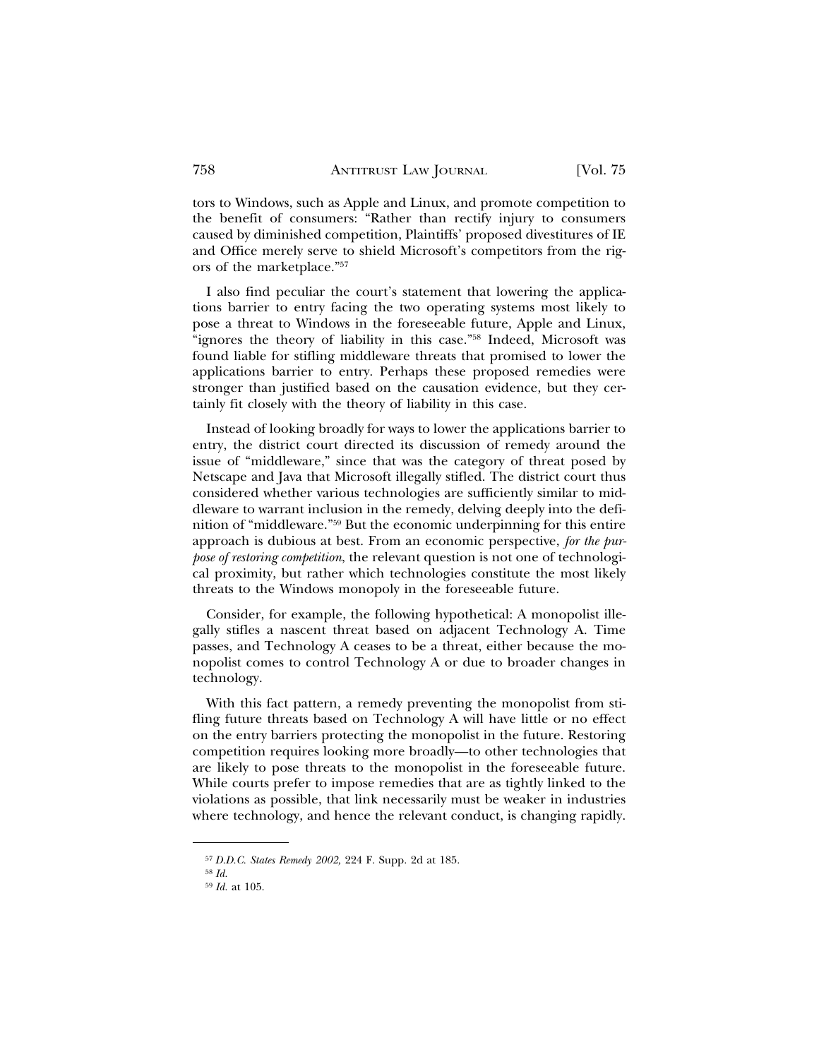tors to Windows, such as Apple and Linux, and promote competition to the benefit of consumers: "Rather than rectify injury to consumers caused by diminished competition, Plaintiffs' proposed divestitures of IE and Office merely serve to shield Microsoft's competitors from the rigors of the marketplace."[57]

I also find peculiar the court's statement that lowering the applications barrier to entry facing the two operating systems most likely to pose a threat to Windows in the foreseeable future, Apple and Linux, "ignores the theory of liability in this case."[58] Indeed, Microsoft was found liable for stifling middleware threats that promised to lower the applications barrier to entry. Perhaps these proposed remedies were stronger than justified based on the causation evidence, but they certainly fit closely with the theory of liability in this case.

Instead of looking broadly for ways to lower the applications barrier to entry, the district court directed its discussion of remedy around the issue of "middleware," since that was the category of threat posed by Netscape and Java that Microsoft illegally stifled. The district court thus considered whether various technologies are sufficiently similar to middleware to warrant inclusion in the remedy, delving deeply into the definition of "middleware."[59] But the economic underpinning for this entire approach is dubious at best. From an economic perspective, *for the purpose of restoring competition*, the relevant question is not one of technological proximity, but rather which technologies constitute the most likely threats to the Windows monopoly in the foreseeable future.

Consider, for example, the following hypothetical: A monopolist illegally stifles a nascent threat based on adjacent Technology A. Time passes, and Technology A ceases to be a threat, either because the monopolist comes to control Technology A or due to broader changes in technology.

With this fact pattern, a remedy preventing the monopolist from stifling future threats based on Technology A will have little or no effect on the entry barriers protecting the monopolist in the future. Restoring competition requires looking more broadly—to other technologies that are likely to pose threats to the monopolist in the foreseeable future. While courts prefer to impose remedies that are as tightly linked to the violations as possible, that link necessarily must be weaker in industries where technology, and hence the relevant conduct, is changing rapidly.

---

[57] *D.D.C. States Remedy 2002,* 224 F. Supp. 2d at 185.

[58] *Id.*

[59] *Id.* at 105.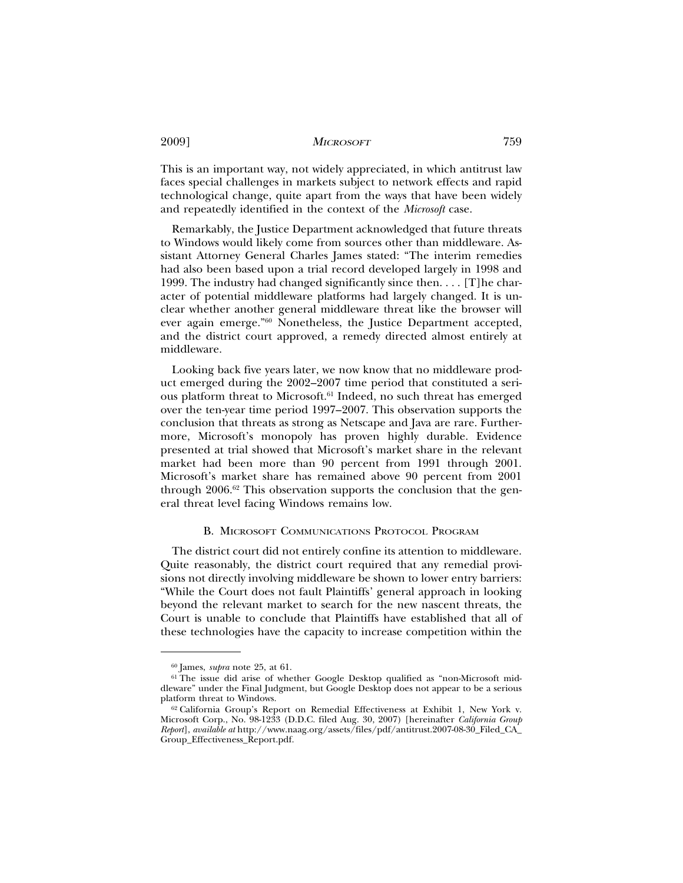This is an important way, not widely appreciated, in which antitrust law faces special challenges in markets subject to network effects and rapid technological change, quite apart from the ways that have been widely and repeatedly identified in the context of the *Microsoft* case.

Remarkably, the Justice Department acknowledged that future threats to Windows would likely come from sources other than middleware. Assistant Attorney General Charles James stated: "The interim remedies had also been based upon a trial record developed largely in 1998 and 1999. The industry had changed significantly since then. . . . [T]he character of potential middleware platforms had largely changed. It is unclear whether another general middleware threat like the browser will ever again emerge."[60] Nonetheless, the Justice Department accepted, and the district court approved, a remedy directed almost entirely at middleware.

Looking back five years later, we now know that no middleware product emerged during the 2002–2007 time period that constituted a serious platform threat to Microsoft.[61] Indeed, no such threat has emerged over the ten-year time period 1997–2007. This observation supports the conclusion that threats as strong as Netscape and Java are rare. Furthermore, Microsoft's monopoly has proven highly durable. Evidence presented at trial showed that Microsoft's market share in the relevant market had been more than 90 percent from 1991 through 2001. Microsoft's market share has remained above 90 percent from 2001 through 2006.[62] This observation supports the conclusion that the general threat level facing Windows remains low.

### B. Microsoft Communications Protocol Program

The district court did not entirely confine its attention to middleware. Quite reasonably, the district court required that any remedial provisions not directly involving middleware be shown to lower entry barriers: "While the Court does not fault Plaintiffs' general approach in looking beyond the relevant market to search for the new nascent threats, the Court is unable to conclude that Plaintiffs have established that all of these technologies have the capacity to increase competition within the

---

[60] James, *supra* note 25, at 61.

[61] The issue did arise of whether Google Desktop qualified as "non-Microsoft middleware" under the Final Judgment, but Google Desktop does not appear to be a serious platform threat to Windows.

[62] California Group's Report on Remedial Effectiveness at Exhibit 1, New York v. Microsoft Corp., No. 98-1233 (D.D.C. filed Aug. 30, 2007) [hereinafter *California Group Report*], *available at* http://www.naag.org/assets/files/pdf/antitrust.2007-08-30_Filed_CA_Group_Effectiveness_Report.pdf.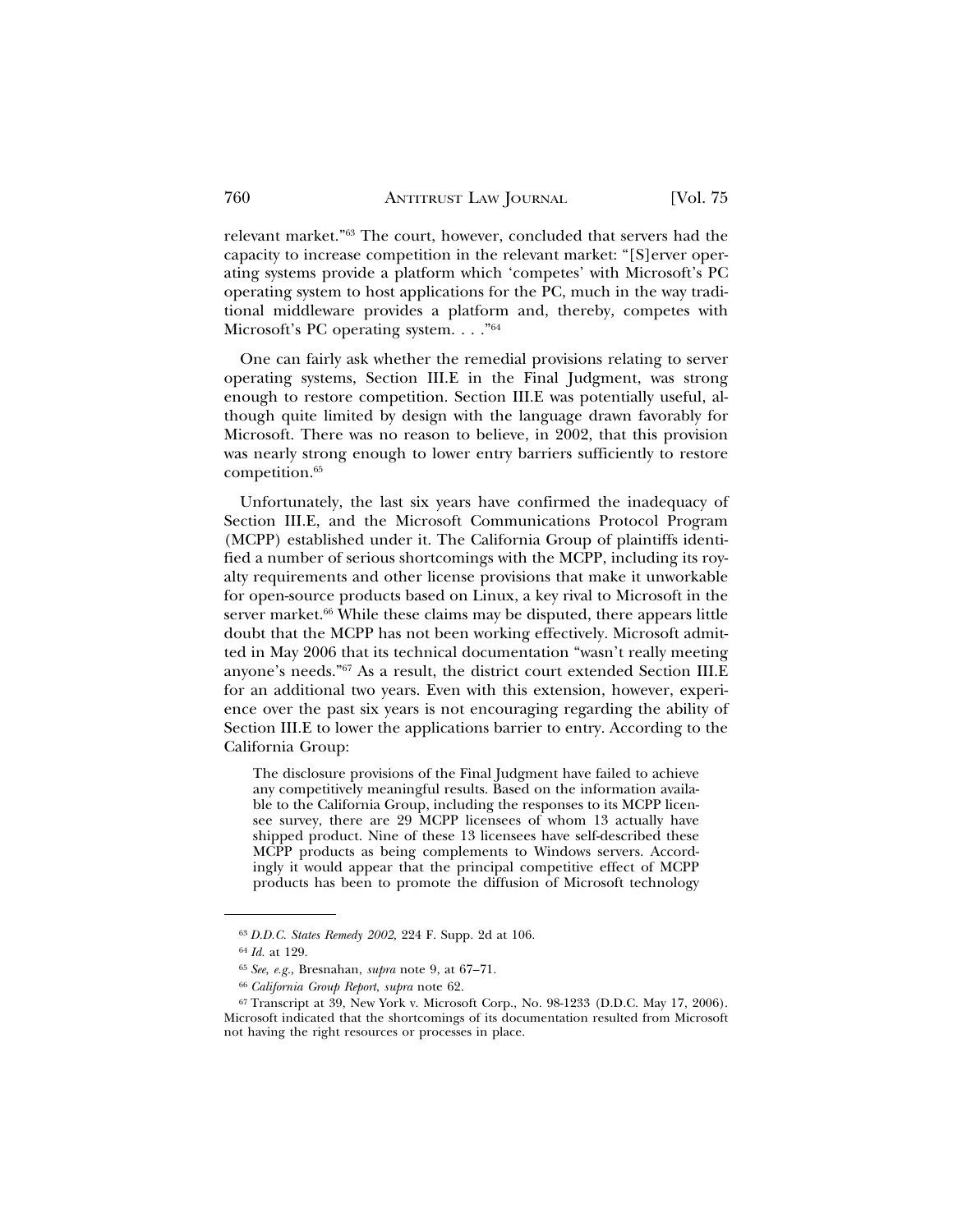relevant market."[63] The court, however, concluded that servers had the capacity to increase competition in the relevant market: "[S]erver operating systems provide a platform which 'competes' with Microsoft's PC operating system to host applications for the PC, much in the way traditional middleware provides a platform and, thereby, competes with Microsoft's PC operating system. . . ."[64]

One can fairly ask whether the remedial provisions relating to server operating systems, Section III.E in the Final Judgment, was strong enough to restore competition. Section III.E was potentially useful, although quite limited by design with the language drawn favorably for Microsoft. There was no reason to believe, in 2002, that this provision was nearly strong enough to lower entry barriers sufficiently to restore competition.[65]

Unfortunately, the last six years have confirmed the inadequacy of Section III.E, and the Microsoft Communications Protocol Program (MCPP) established under it. The California Group of plaintiffs identified a number of serious shortcomings with the MCPP, including its royalty requirements and other license provisions that make it unworkable for open-source products based on Linux, a key rival to Microsoft in the server market.[66] While these claims may be disputed, there appears little doubt that the MCPP has not been working effectively. Microsoft admitted in May 2006 that its technical documentation "wasn't really meeting anyone's needs."[67] As a result, the district court extended Section III.E for an additional two years. Even with this extension, however, experience over the past six years is not encouraging regarding the ability of Section III.E to lower the applications barrier to entry. According to the California Group:

> The disclosure provisions of the Final Judgment have failed to achieve any competitively meaningful results. Based on the information available to the California Group, including the responses to its MCPP licensee survey, there are 29 MCPP licensees of whom 13 actually have shipped product. Nine of these 13 licensees have self-described these MCPP products as being complements to Windows servers. Accordingly it would appear that the principal competitive effect of MCPP products has been to promote the diffusion of Microsoft technology

---

[63] *D.D.C. States Remedy 2002*, 224 F. Supp. 2d at 106.

[64] *Id.* at 129.

[65] *See, e.g.*, Bresnahan, *supra* note 9, at 67–71.

[66] *California Group Report*, *supra* note 62.

[67] Transcript at 39, New York v. Microsoft Corp., No. 98-1233 (D.D.C. May 17, 2006). Microsoft indicated that the shortcomings of its documentation resulted from Microsoft not having the right resources or processes in place.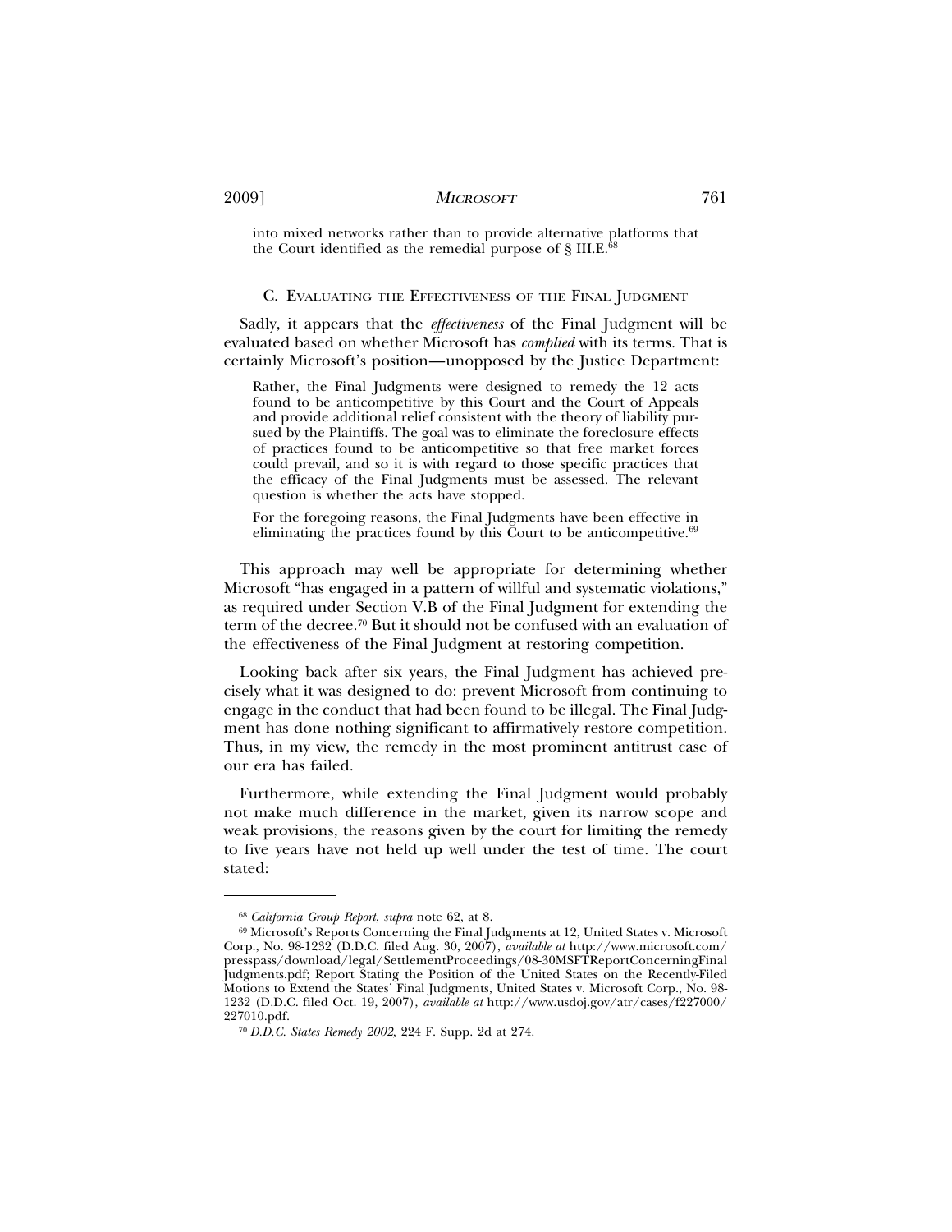into mixed networks rather than to provide alternative platforms that the Court identified as the remedial purpose of § III.E.[68]

### C. Evaluating the Effectiveness of the Final Judgment

Sadly, it appears that the *effectiveness* of the Final Judgment will be evaluated based on whether Microsoft has *complied* with its terms. That is certainly Microsoft's position—unopposed by the Justice Department:

> Rather, the Final Judgments were designed to remedy the 12 acts found to be anticompetitive by this Court and the Court of Appeals and provide additional relief consistent with the theory of liability pursued by the Plaintiffs. The goal was to eliminate the foreclosure effects of practices found to be anticompetitive so that free market forces could prevail, and so it is with regard to those specific practices that the efficacy of the Final Judgments must be assessed. The relevant question is whether the acts have stopped.
>
> For the foregoing reasons, the Final Judgments have been effective in eliminating the practices found by this Court to be anticompetitive.[69]

This approach may well be appropriate for determining whether Microsoft "has engaged in a pattern of willful and systematic violations," as required under Section V.B of the Final Judgment for extending the term of the decree.[70] But it should not be confused with an evaluation of the effectiveness of the Final Judgment at restoring competition.

Looking back after six years, the Final Judgment has achieved precisely what it was designed to do: prevent Microsoft from continuing to engage in the conduct that had been found to be illegal. The Final Judgment has done nothing significant to affirmatively restore competition. Thus, in my view, the remedy in the most prominent antitrust case of our era has failed.

Furthermore, while extending the Final Judgment would probably not make much difference in the market, given its narrow scope and weak provisions, the reasons given by the court for limiting the remedy to five years have not held up well under the test of time. The court stated:

---

[68] *California Group Report*, *supra* note 62, at 8.

[69] Microsoft's Reports Concerning the Final Judgments at 12, United States v. Microsoft Corp., No. 98-1232 (D.D.C. filed Aug. 30, 2007), *available at* http://www.microsoft.com/presspass/download/legal/SettlementProceedings/08-30MSFTReportConcerningFinalJudgments.pdf; Report Stating the Position of the United States on the Recently-Filed Motions to Extend the States' Final Judgments, United States v. Microsoft Corp., No. 98-1232 (D.D.C. filed Oct. 19, 2007), *available at* http://www.usdoj.gov/atr/cases/f227000/227010.pdf.

[70] *D.D.C. States Remedy 2002,* 224 F. Supp. 2d at 274.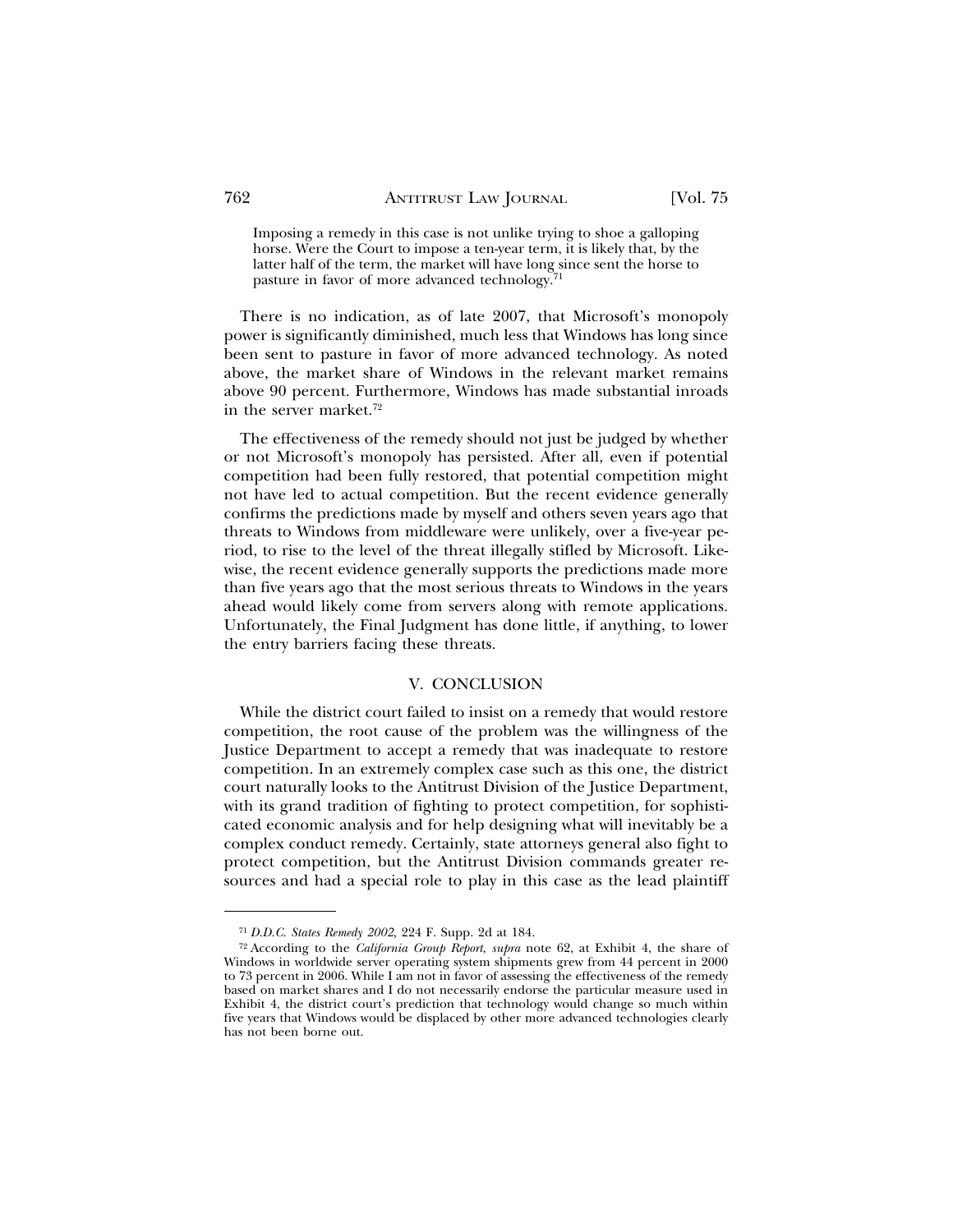> Imposing a remedy in this case is not unlike trying to shoe a galloping horse. Were the Court to impose a ten-year term, it is likely that, by the latter half of the term, the market will have long since sent the horse to pasture in favor of more advanced technology.[71]

There is no indication, as of late 2007, that Microsoft's monopoly power is significantly diminished, much less that Windows has long since been sent to pasture in favor of more advanced technology. As noted above, the market share of Windows in the relevant market remains above 90 percent. Furthermore, Windows has made substantial inroads in the server market.[72]

The effectiveness of the remedy should not just be judged by whether or not Microsoft's monopoly has persisted. After all, even if potential competition had been fully restored, that potential competition might not have led to actual competition. But the recent evidence generally confirms the predictions made by myself and others seven years ago that threats to Windows from middleware were unlikely, over a five-year period, to rise to the level of the threat illegally stifled by Microsoft. Likewise, the recent evidence generally supports the predictions made more than five years ago that the most serious threats to Windows in the years ahead would likely come from servers along with remote applications. Unfortunately, the Final Judgment has done little, if anything, to lower the entry barriers facing these threats.

## V. CONCLUSION

While the district court failed to insist on a remedy that would restore competition, the root cause of the problem was the willingness of the Justice Department to accept a remedy that was inadequate to restore competition. In an extremely complex case such as this one, the district court naturally looks to the Antitrust Division of the Justice Department, with its grand tradition of fighting to protect competition, for sophisticated economic analysis and for help designing what will inevitably be a complex conduct remedy. Certainly, state attorneys general also fight to protect competition, but the Antitrust Division commands greater resources and had a special role to play in this case as the lead plaintiff

---

[71] *D.D.C. States Remedy 2002,* 224 F. Supp. 2d at 184.

[72] According to the *California Group Report, supra* note 62, at Exhibit 4, the share of Windows in worldwide server operating system shipments grew from 44 percent in 2000 to 73 percent in 2006. While I am not in favor of assessing the effectiveness of the remedy based on market shares and I do not necessarily endorse the particular measure used in Exhibit 4, the district court's prediction that technology would change so much within five years that Windows would be displaced by other more advanced technologies clearly has not been borne out.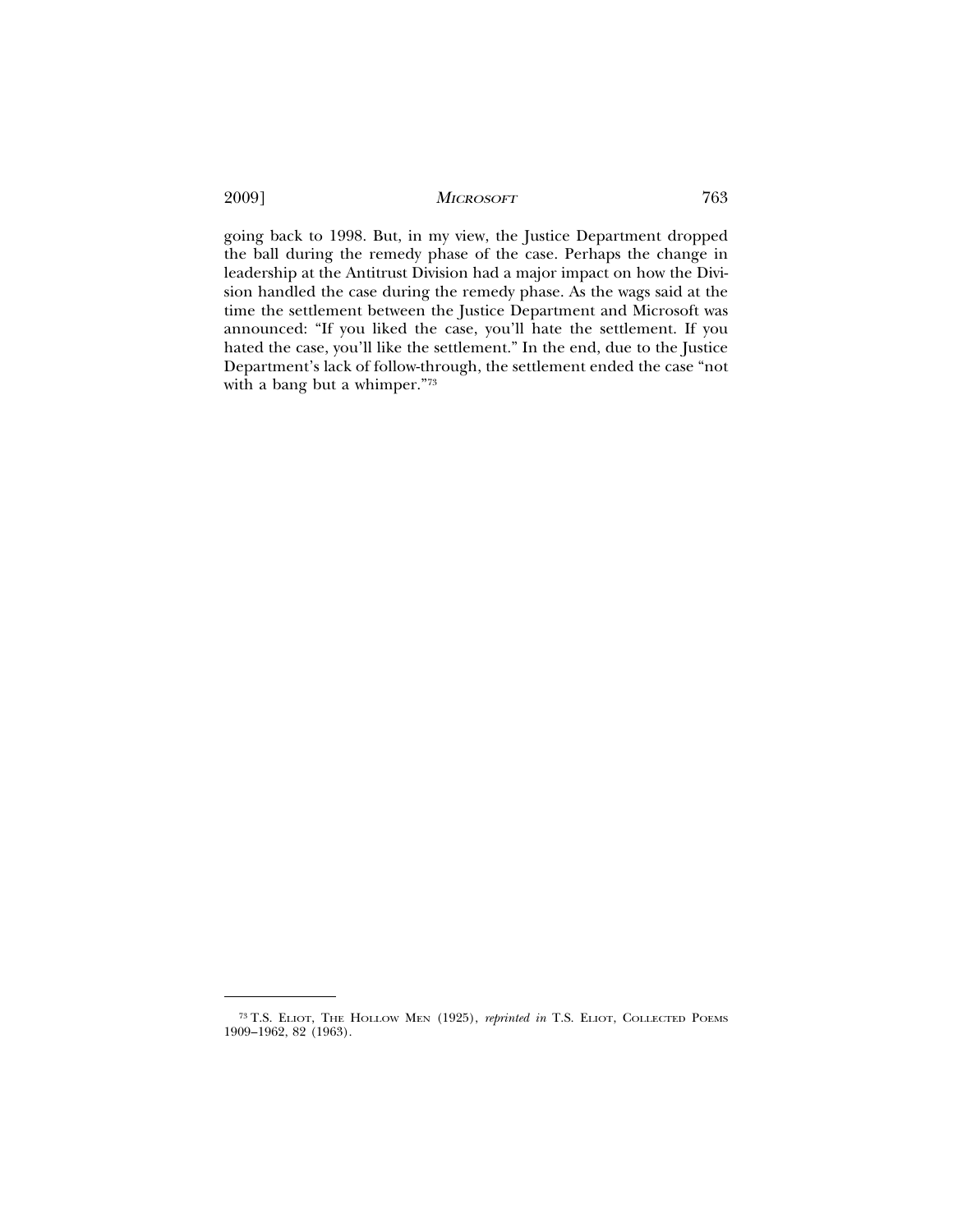going back to 1998. But, in my view, the Justice Department dropped the ball during the remedy phase of the case. Perhaps the change in leadership at the Antitrust Division had a major impact on how the Division handled the case during the remedy phase. As the wags said at the time the settlement between the Justice Department and Microsoft was announced: "If you liked the case, you'll hate the settlement. If you hated the case, you'll like the settlement." In the end, due to the Justice Department's lack of follow-through, the settlement ended the case "not with a bang but a whimper."[73]

---

[73] T.S. Eliot, The Hollow Men (1925), *reprinted in* T.S. Eliot, Collected Poems 1909–1962, 82 (1963).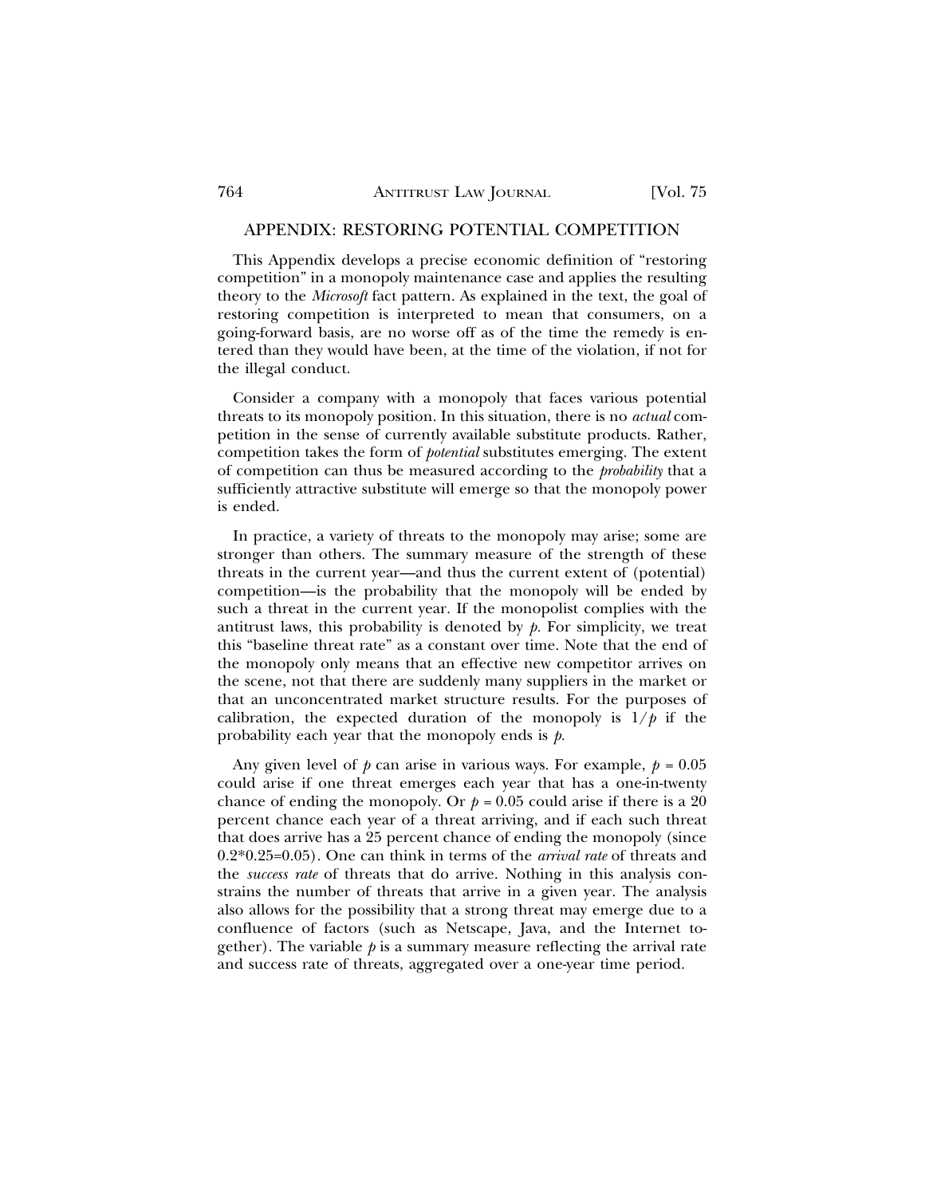## APPENDIX: RESTORING POTENTIAL COMPETITION

This Appendix develops a precise economic definition of "restoring competition" in a monopoly maintenance case and applies the resulting theory to the *Microsoft* fact pattern. As explained in the text, the goal of restoring competition is interpreted to mean that consumers, on a going-forward basis, are no worse off as of the time the remedy is entered than they would have been, at the time of the violation, if not for the illegal conduct.

Consider a company with a monopoly that faces various potential threats to its monopoly position. In this situation, there is no *actual* competition in the sense of currently available substitute products. Rather, competition takes the form of *potential* substitutes emerging. The extent of competition can thus be measured according to the *probability* that a sufficiently attractive substitute will emerge so that the monopoly power is ended.

In practice, a variety of threats to the monopoly may arise; some are stronger than others. The summary measure of the strength of these threats in the current year—and thus the current extent of (potential) competition—is the probability that the monopoly will be ended by such a threat in the current year. If the monopolist complies with the antitrust laws, this probability is denoted by $p$. For simplicity, we treat this "baseline threat rate" as a constant over time. Note that the end of the monopoly only means that an effective new competitor arrives on the scene, not that there are suddenly many suppliers in the market or that an unconcentrated market structure results. For the purposes of calibration, the expected duration of the monopoly is $1/p$ if the probability each year that the monopoly ends is $p$.

Any given level of $p$ can arise in various ways. For example, $p = 0.05$ could arise if one threat emerges each year that has a one-in-twenty chance of ending the monopoly. Or $p = 0.05$ could arise if there is a 20 percent chance each year of a threat arriving, and if each such threat that does arrive has a 25 percent chance of ending the monopoly (since $0.2*0.25=0.05$). One can think in terms of the *arrival rate* of threats and the *success rate* of threats that do arrive. Nothing in this analysis constrains the number of threats that arrive in a given year. The analysis also allows for the possibility that a strong threat may emerge due to a confluence of factors (such as Netscape, Java, and the Internet together). The variable $p$ is a summary measure reflecting the arrival rate and success rate of threats, aggregated over a one-year time period.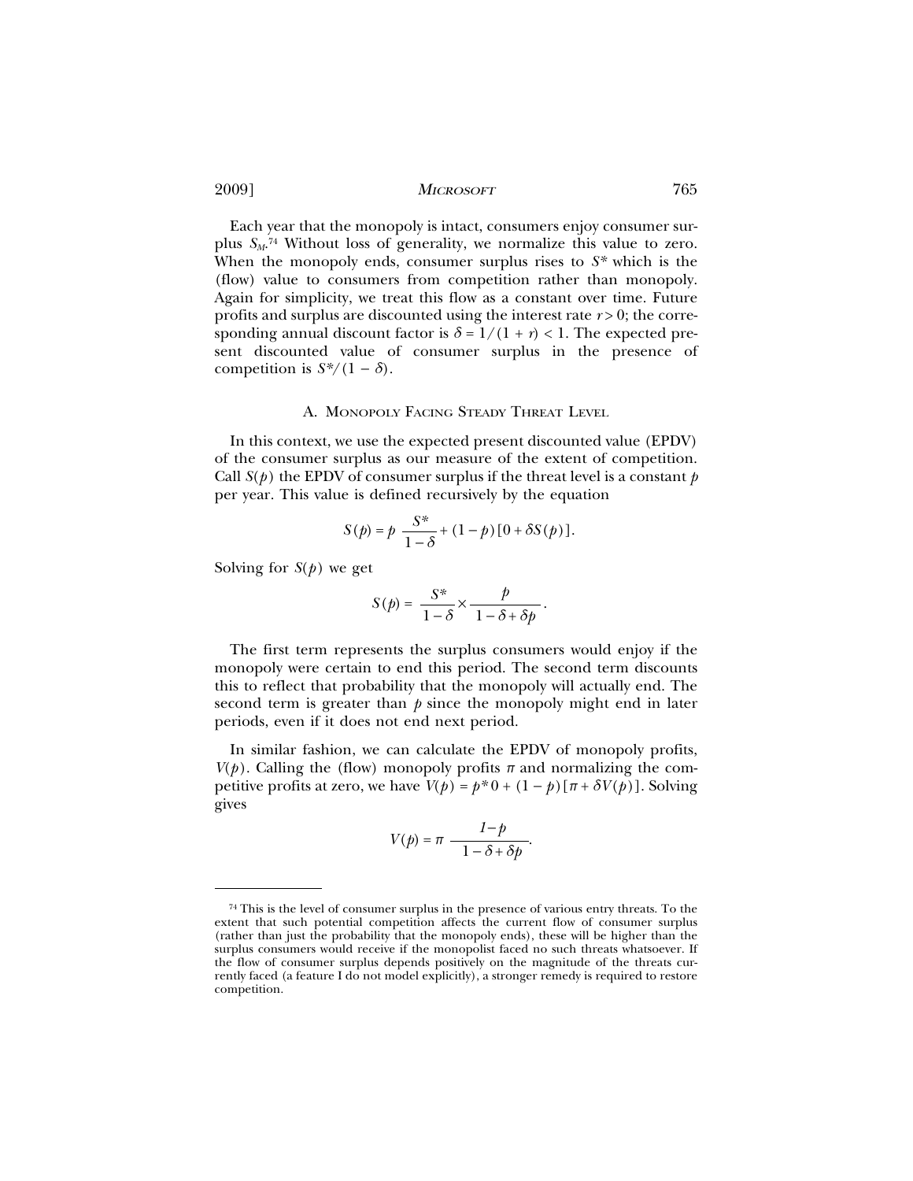Each year that the monopoly is intact, consumers enjoy consumer surplus $S_M$.[74] Without loss of generality, we normalize this value to zero. When the monopoly ends, consumer surplus rises to $S^*$ which is the (flow) value to consumers from competition rather than monopoly. Again for simplicity, we treat this flow as a constant over time. Future profits and surplus are discounted using the interest rate $r > 0$; the corresponding annual discount factor is $\delta = 1/(1 + r) < 1$. The expected present discounted value of consumer surplus in the presence of competition is $S^*/(1 - \delta)$.

### A. Monopoly Facing Steady Threat Level

In this context, we use the expected present discounted value (EPDV) of the consumer surplus as our measure of the extent of competition. Call $S(p)$ the EPDV of consumer surplus if the threat level is a constant $p$ per year. This value is defined recursively by the equation

$$S(p) = p\ \frac{S^*}{1-\delta} + (1-p)[0 + \delta S(p)].$$

Solving for $S(p)$ we get

$$S(p) = \frac{S^*}{1-\delta} \times \frac{p}{1-\delta+\delta p}.$$

The first term represents the surplus consumers would enjoy if the monopoly were certain to end this period. The second term discounts this to reflect that probability that the monopoly will actually end. The second term is greater than $p$ since the monopoly might end in later periods, even if it does not end next period.

In similar fashion, we can calculate the EPDV of monopoly profits, $V(p)$. Calling the (flow) monopoly profits $\pi$ and normalizing the competitive profits at zero, we have $V(p) = p^*0 + (1 - p)[\pi + \delta V(p)]$. Solving gives

$$V(p) = \pi\ \frac{1-p}{1-\delta+\delta p}.$$

---

[74] This is the level of consumer surplus in the presence of various entry threats. To the extent that such potential competition affects the current flow of consumer surplus (rather than just the probability that the monopoly ends), these will be higher than the surplus consumers would receive if the monopolist faced no such threats whatsoever. If the flow of consumer surplus depends positively on the magnitude of the threats currently faced (a feature I do not model explicitly), a stronger remedy is required to restore competition.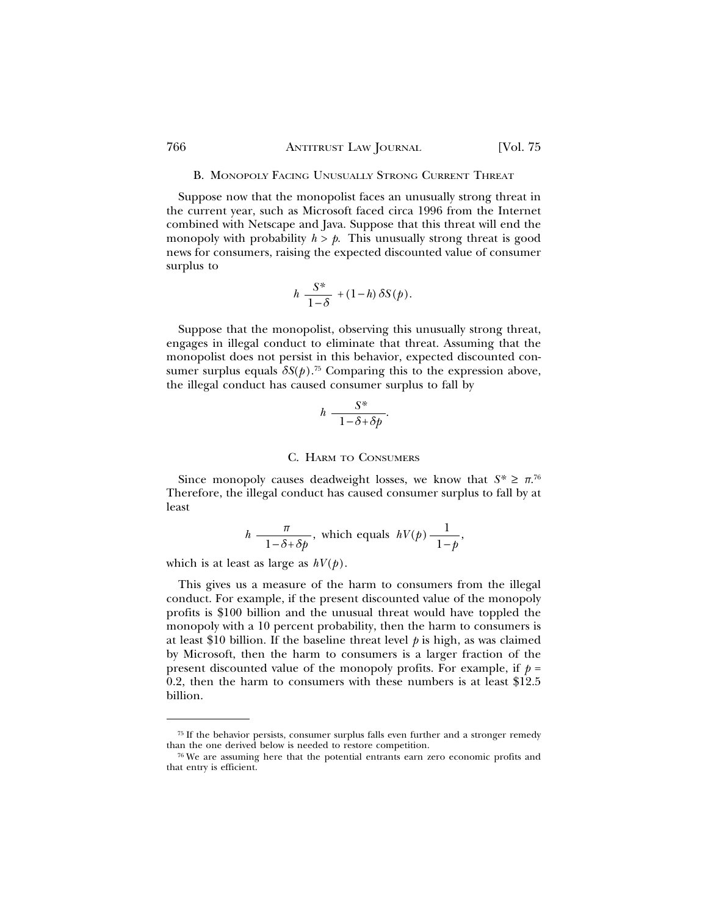### B. Monopoly Facing Unusually Strong Current Threat

Suppose now that the monopolist faces an unusually strong threat in the current year, such as Microsoft faced circa 1996 from the Internet combined with Netscape and Java. Suppose that this threat will end the monopoly with probability $h > p$. This unusually strong threat is good news for consumers, raising the expected discounted value of consumer surplus to

$$h \frac{S^*}{1-\delta} + (1-h)\,\delta S(p).$$

Suppose that the monopolist, observing this unusually strong threat, engages in illegal conduct to eliminate that threat. Assuming that the monopolist does not persist in this behavior, expected discounted consumer surplus equals $\delta S(p)$.[75] Comparing this to the expression above, the illegal conduct has caused consumer surplus to fall by

$$h \frac{S^*}{1-\delta+\delta p}.$$

### C. Harm to Consumers

Since monopoly causes deadweight losses, we know that $S^* \geq \pi$.[76] Therefore, the illegal conduct has caused consumer surplus to fall by at least

$$h \frac{\pi}{1-\delta+\delta p}, \text{ which equals } hV(p)\frac{1}{1-p},$$

which is at least as large as $hV(p)$.

This gives us a measure of the harm to consumers from the illegal conduct. For example, if the present discounted value of the monopoly profits is $100 billion and the unusual threat would have toppled the monopoly with a 10 percent probability, then the harm to consumers is at least $10 billion. If the baseline threat level $p$ is high, as was claimed by Microsoft, then the harm to consumers is a larger fraction of the present discounted value of the monopoly profits. For example, if $p = 0.2$, then the harm to consumers with these numbers is at least $12.5 billion.

---

[75] If the behavior persists, consumer surplus falls even further and a stronger remedy than the one derived below is needed to restore competition.

[76] We are assuming here that the potential entrants earn zero economic profits and that entry is efficient.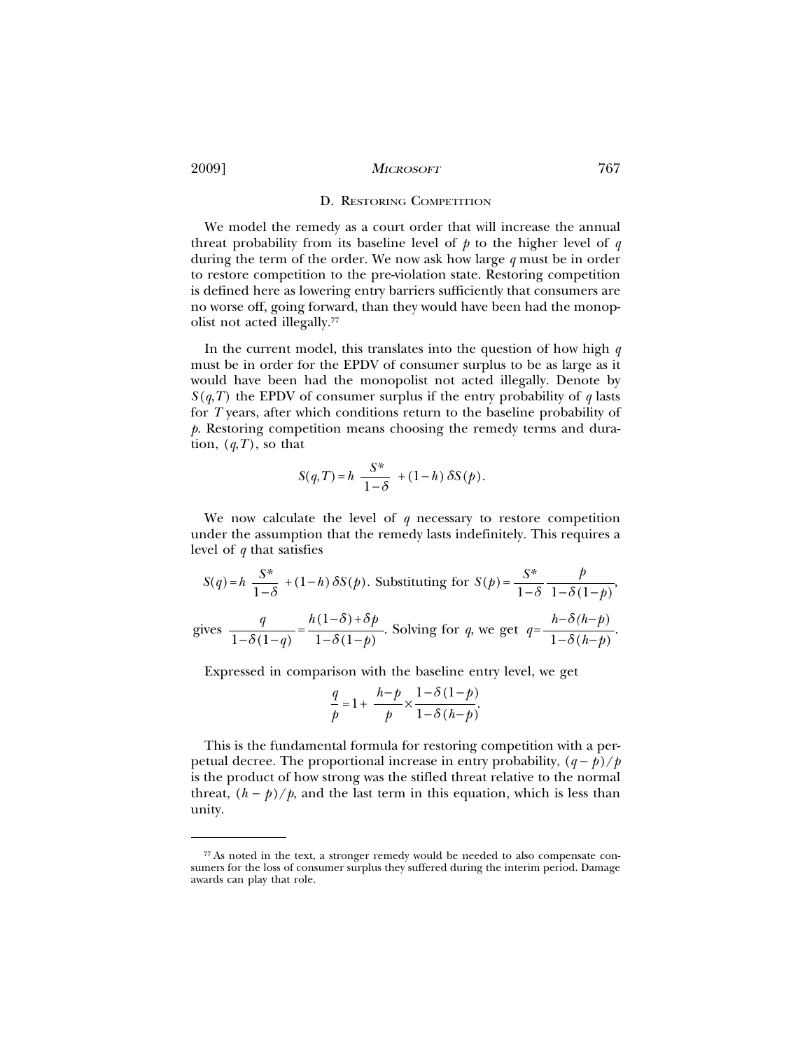### D. Restoring Competition

We model the remedy as a court order that will increase the annual threat probability from its baseline level of $p$ to the higher level of $q$ during the term of the order. We now ask how large $q$ must be in order to restore competition to the pre-violation state. Restoring competition is defined here as lowering entry barriers sufficiently that consumers are no worse off, going forward, than they would have been had the monopolist not acted illegally.[77]

In the current model, this translates into the question of how high $q$ must be in order for the EPDV of consumer surplus to be as large as it would have been had the monopolist not acted illegally. Denote by $S(q,T)$ the EPDV of consumer surplus if the entry probability of $q$ lasts for $T$ years, after which conditions return to the baseline probability of $p$. Restoring competition means choosing the remedy terms and duration, $(q,T)$, so that

$$S(q,T) = h\,\frac{S^*}{1-\delta} + (1-h)\,\delta S(p).$$

We now calculate the level of $q$ necessary to restore competition under the assumption that the remedy lasts indefinitely. This requires a level of $q$ that satisfies

$S(q) = h\,\frac{S^*}{1-\delta} + (1-h)\,\delta S(p)$. Substituting for $S(p) = \frac{S^*}{1-\delta}\,\frac{p}{1-\delta(1-p)}$,

gives $\frac{q}{1-\delta(1-q)} = \frac{h(1-\delta)+\delta p}{1-\delta(1-p)}$. Solving for $q$, we get $q = \frac{h-\delta(h-p)}{1-\delta(h-p)}$.

Expressed in comparison with the baseline entry level, we get

$$\frac{q}{p} = 1 + \frac{h-p}{p} \times \frac{1-\delta(1-p)}{1-\delta(h-p)}.$$

This is the fundamental formula for restoring competition with a perpetual decree. The proportional increase in entry probability, $(q-p)/p$ is the product of how strong was the stifled threat relative to the normal threat, $(h-p)/p$, and the last term in this equation, which is less than unity.

[77] As noted in the text, a stronger remedy would be needed to also compensate consumers for the loss of consumer surplus they suffered during the interim period. Damage awards can play that role.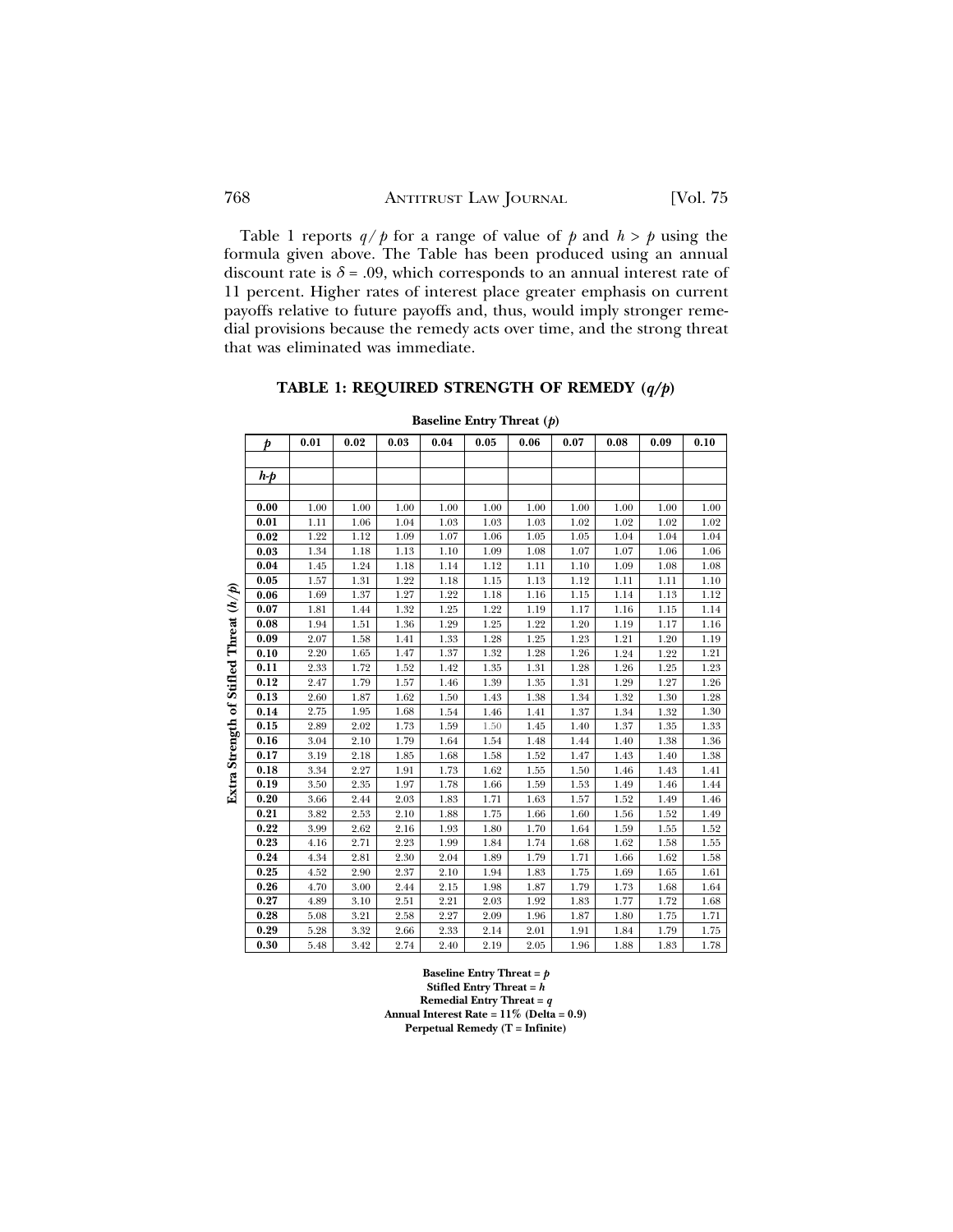Table 1 reports $q/p$ for a range of value of $p$ and $h > p$ using the formula given above. The Table has been produced using an annual discount rate is $\delta = .09$, which corresponds to an annual interest rate of 11 percent. Higher rates of interest place greater emphasis on current payoffs relative to future payoffs and, thus, would imply stronger remedial provisions because the remedy acts over time, and the strong threat that was eliminated was immediate.

### TABLE 1: REQUIRED STRENGTH OF REMEDY ($q/p$)

**Baseline Entry Threat ($p$)**

Rows: **Extra Strength of Stifled Threat ($h/p$)**

| $p$ | 0.01 | 0.02 | 0.03 | 0.04 | 0.05 | 0.06 | 0.07 | 0.08 | 0.09 | 0.10 |
|---|---|---|---|---|---|---|---|---|---|---|
| $h$-$p$ | | | | | | | | | | |
| 0.00 | 1.00 | 1.00 | 1.00 | 1.00 | 1.00 | 1.00 | 1.00 | 1.00 | 1.00 | 1.00 |
| 0.01 | 1.11 | 1.06 | 1.04 | 1.03 | 1.03 | 1.03 | 1.02 | 1.02 | 1.02 | 1.02 |
| 0.02 | 1.22 | 1.12 | 1.09 | 1.07 | 1.06 | 1.05 | 1.05 | 1.04 | 1.04 | 1.04 |
| 0.03 | 1.34 | 1.18 | 1.13 | 1.10 | 1.09 | 1.08 | 1.07 | 1.07 | 1.06 | 1.06 |
| 0.04 | 1.45 | 1.24 | 1.18 | 1.14 | 1.12 | 1.11 | 1.10 | 1.09 | 1.08 | 1.08 |
| 0.05 | 1.57 | 1.31 | 1.22 | 1.18 | 1.15 | 1.13 | 1.12 | 1.11 | 1.11 | 1.10 |
| 0.06 | 1.69 | 1.37 | 1.27 | 1.22 | 1.18 | 1.16 | 1.15 | 1.14 | 1.13 | 1.12 |
| 0.07 | 1.81 | 1.44 | 1.32 | 1.25 | 1.22 | 1.19 | 1.17 | 1.16 | 1.15 | 1.14 |
| 0.08 | 1.94 | 1.51 | 1.36 | 1.29 | 1.25 | 1.22 | 1.20 | 1.19 | 1.17 | 1.16 |
| 0.09 | 2.07 | 1.58 | 1.41 | 1.33 | 1.28 | 1.25 | 1.23 | 1.21 | 1.20 | 1.19 |
| 0.10 | 2.20 | 1.65 | 1.47 | 1.37 | 1.32 | 1.28 | 1.26 | 1.24 | 1.22 | 1.21 |
| 0.11 | 2.33 | 1.72 | 1.52 | 1.42 | 1.35 | 1.31 | 1.28 | 1.26 | 1.25 | 1.23 |
| 0.12 | 2.47 | 1.79 | 1.57 | 1.46 | 1.39 | 1.35 | 1.31 | 1.29 | 1.27 | 1.26 |
| 0.13 | 2.60 | 1.87 | 1.62 | 1.50 | 1.43 | 1.38 | 1.34 | 1.32 | 1.30 | 1.28 |
| 0.14 | 2.75 | 1.95 | 1.68 | 1.54 | 1.46 | 1.41 | 1.37 | 1.34 | 1.32 | 1.30 |
| 0.15 | 2.89 | 2.02 | 1.73 | 1.59 | 1.50 | 1.45 | 1.40 | 1.37 | 1.35 | 1.33 |
| 0.16 | 3.04 | 2.10 | 1.79 | 1.64 | 1.54 | 1.48 | 1.44 | 1.40 | 1.38 | 1.36 |
| 0.17 | 3.19 | 2.18 | 1.85 | 1.68 | 1.58 | 1.52 | 1.47 | 1.43 | 1.40 | 1.38 |
| 0.18 | 3.34 | 2.27 | 1.91 | 1.73 | 1.62 | 1.55 | 1.50 | 1.46 | 1.43 | 1.41 |
| 0.19 | 3.50 | 2.35 | 1.97 | 1.78 | 1.66 | 1.59 | 1.53 | 1.49 | 1.46 | 1.44 |
| 0.20 | 3.66 | 2.44 | 2.03 | 1.83 | 1.71 | 1.63 | 1.57 | 1.52 | 1.49 | 1.46 |
| 0.21 | 3.82 | 2.53 | 2.10 | 1.88 | 1.75 | 1.66 | 1.60 | 1.56 | 1.52 | 1.49 |
| 0.22 | 3.99 | 2.62 | 2.16 | 1.93 | 1.80 | 1.70 | 1.64 | 1.59 | 1.55 | 1.52 |
| 0.23 | 4.16 | 2.71 | 2.23 | 1.99 | 1.84 | 1.74 | 1.68 | 1.62 | 1.58 | 1.55 |
| 0.24 | 4.34 | 2.81 | 2.30 | 2.04 | 1.89 | 1.79 | 1.71 | 1.66 | 1.62 | 1.58 |
| 0.25 | 4.52 | 2.90 | 2.37 | 2.10 | 1.94 | 1.83 | 1.75 | 1.69 | 1.65 | 1.61 |
| 0.26 | 4.70 | 3.00 | 2.44 | 2.15 | 1.98 | 1.87 | 1.79 | 1.73 | 1.68 | 1.64 |
| 0.27 | 4.89 | 3.10 | 2.51 | 2.21 | 2.03 | 1.92 | 1.83 | 1.77 | 1.72 | 1.68 |
| 0.28 | 5.08 | 3.21 | 2.58 | 2.27 | 2.09 | 1.96 | 1.87 | 1.80 | 1.75 | 1.71 |
| 0.29 | 5.28 | 3.32 | 2.66 | 2.33 | 2.14 | 2.01 | 1.91 | 1.84 | 1.79 | 1.75 |
| 0.30 | 5.48 | 3.42 | 2.74 | 2.40 | 2.19 | 2.05 | 1.96 | 1.88 | 1.83 | 1.78 |

**Baseline Entry Threat = $p$**
**Stifled Entry Threat = $h$**
**Remedial Entry Threat = $q$**
**Annual Interest Rate = 11% (Delta = 0.9)**
**Perpetual Remedy (T = Infinite)**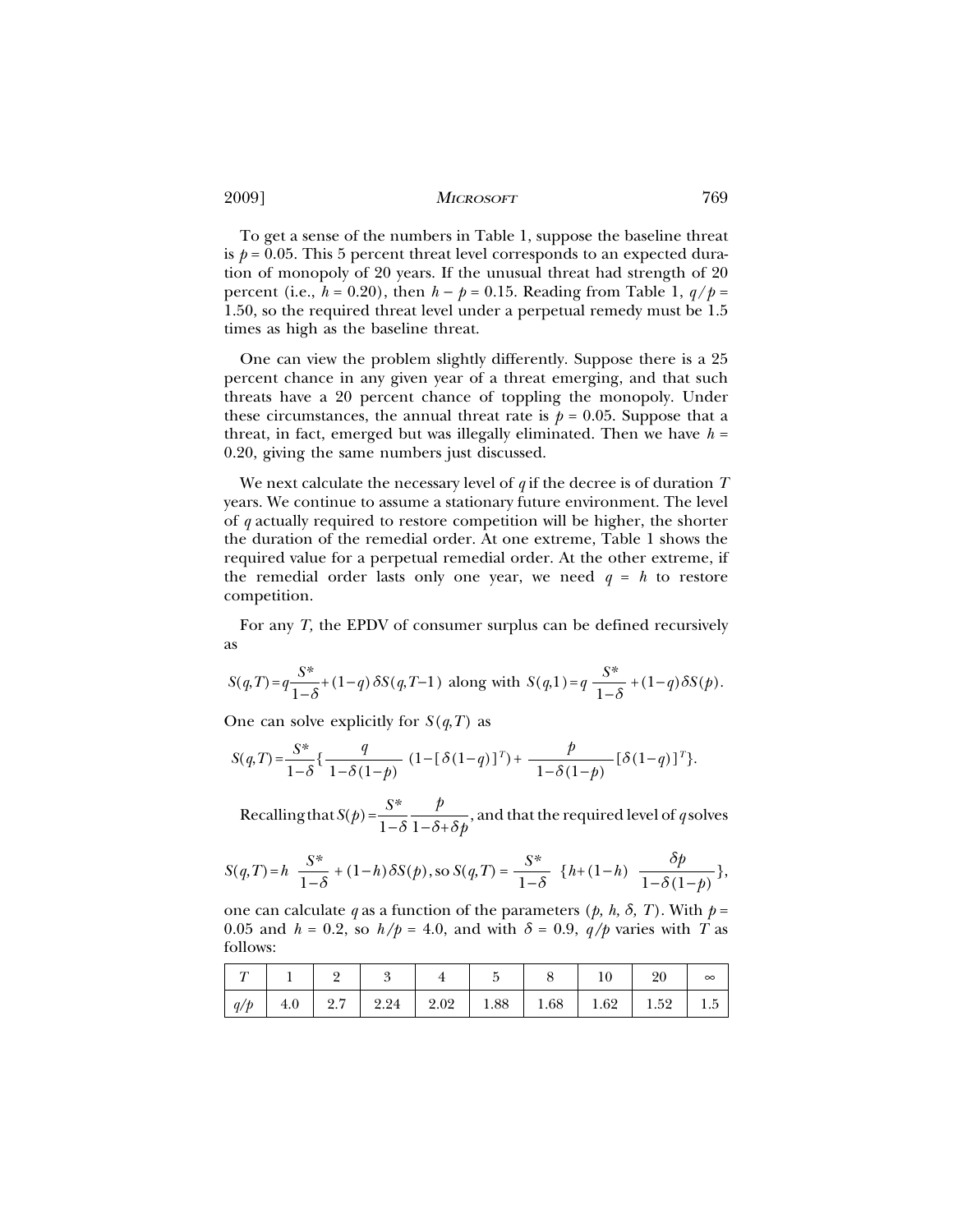To get a sense of the numbers in Table 1, suppose the baseline threat is $p = 0.05$. This 5 percent threat level corresponds to an expected duration of monopoly of 20 years. If the unusual threat had strength of 20 percent (i.e., $h = 0.20$), then $h - p = 0.15$. Reading from Table 1, $q/p = 1.50$, so the required threat level under a perpetual remedy must be 1.5 times as high as the baseline threat.

One can view the problem slightly differently. Suppose there is a 25 percent chance in any given year of a threat emerging, and that such threats have a 20 percent chance of toppling the monopoly. Under these circumstances, the annual threat rate is $p = 0.05$. Suppose that a threat, in fact, emerged but was illegally eliminated. Then we have $h = 0.20$, giving the same numbers just discussed.

We next calculate the necessary level of $q$ if the decree is of duration $T$ years. We continue to assume a stationary future environment. The level of $q$ actually required to restore competition will be higher, the shorter the duration of the remedial order. At one extreme, Table 1 shows the required value for a perpetual remedial order. At the other extreme, if the remedial order lasts only one year, we need $q = h$ to restore competition.

For any $T$, the EPDV of consumer surplus can be defined recursively as

$$S(q,T) = q\frac{S^*}{1-\delta} + (1-q)\,\delta S(q,T-1) \text{ along with } S(q,1) = q\,\frac{S^*}{1-\delta} + (1-q)\,\delta S(p).$$

One can solve explicitly for $S(q,T)$ as

$$S(q,T) = \frac{S^*}{1-\delta}\left\{\frac{q}{1-\delta(1-p)}\,(1-[\delta(1-q)]^T) + \frac{p}{1-\delta(1-p)}[\delta(1-q)]^T\right\}.$$

Recalling that $S(p) = \dfrac{S^*}{1-\delta}\dfrac{p}{1-\delta+\delta p}$, and that the required level of $q$ solves

$$S(q,T) = h\,\frac{S^*}{1-\delta} + (1-h)\,\delta S(p), \text{ so } S(q,T) = \frac{S^*}{1-\delta}\,\left\{h + (1-h)\,\frac{\delta p}{1-\delta(1-p)}\right\},$$

one can calculate $q$ as a function of the parameters $(p, h, \delta, T)$. With $p = 0.05$ and $h = 0.2$, so $h/p = 4.0$, and with $\delta = 0.9$, $q/p$ varies with $T$ as follows:

| $T$ | 1 | 2 | 3 | 4 | 5 | 8 | 10 | 20 | $\infty$ |
|---|---|---|---|---|---|---|---|---|---|
| $q/p$ | 4.0 | 2.7 | 2.24 | 2.02 | 1.88 | 1.68 | 1.62 | 1.52 | 1.5 |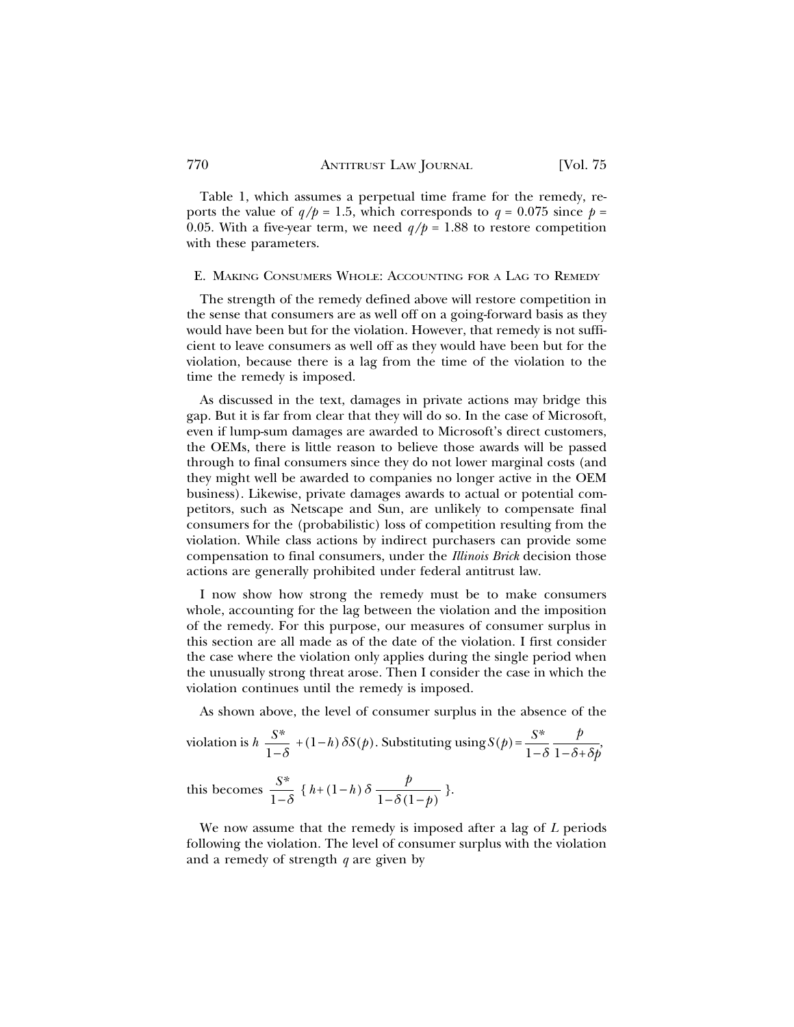Table 1, which assumes a perpetual time frame for the remedy, reports the value of $q/p = 1.5$, which corresponds to $q = 0.075$ since $p = 0.05$. With a five-year term, we need $q/p = 1.88$ to restore competition with these parameters.

### E. Making Consumers Whole: Accounting for a Lag to Remedy

The strength of the remedy defined above will restore competition in the sense that consumers are as well off on a going-forward basis as they would have been but for the violation. However, that remedy is not sufficient to leave consumers as well off as they would have been but for the violation, because there is a lag from the time of the violation to the time the remedy is imposed.

As discussed in the text, damages in private actions may bridge this gap. But it is far from clear that they will do so. In the case of Microsoft, even if lump-sum damages are awarded to Microsoft's direct customers, the OEMs, there is little reason to believe those awards will be passed through to final consumers since they do not lower marginal costs (and they might well be awarded to companies no longer active in the OEM business). Likewise, private damages awards to actual or potential competitors, such as Netscape and Sun, are unlikely to compensate final consumers for the (probabilistic) loss of competition resulting from the violation. While class actions by indirect purchasers can provide some compensation to final consumers, under the *Illinois Brick* decision those actions are generally prohibited under federal antitrust law.

I now show how strong the remedy must be to make consumers whole, accounting for the lag between the violation and the imposition of the remedy. For this purpose, our measures of consumer surplus in this section are all made as of the date of the violation. I first consider the case where the violation only applies during the single period when the unusually strong threat arose. Then I consider the case in which the violation continues until the remedy is imposed.

As shown above, the level of consumer surplus in the absence of the violation is $h\,\frac{S^*}{1-\delta} + (1-h)\,\delta S(p)$. Substituting using $S(p) = \frac{S^*}{1-\delta}\,\frac{p}{1-\delta+\delta p}$, this becomes $\frac{S^*}{1-\delta}\,\{h + (1-h)\,\delta\,\frac{p}{1-\delta(1-p)}\}$.

We now assume that the remedy is imposed after a lag of $L$ periods following the violation. The level of consumer surplus with the violation and a remedy of strength $q$ are given by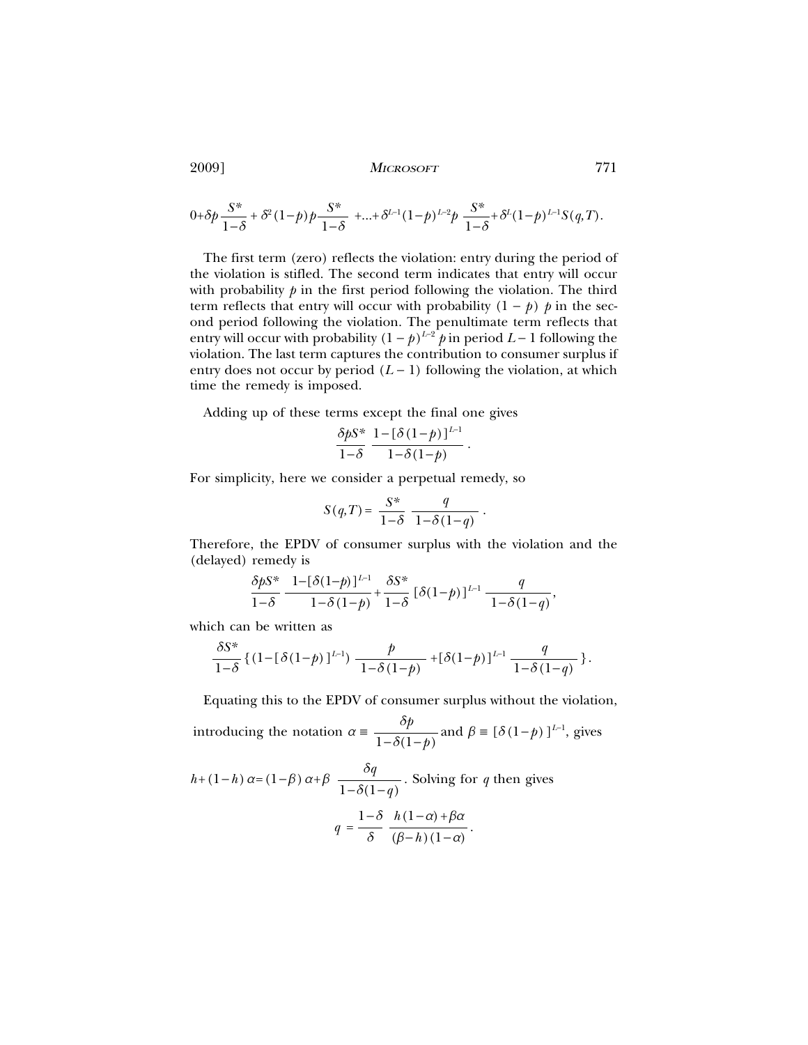$$0+\delta p\frac{S^*}{1-\delta}+\delta^2(1-p)p\frac{S^*}{1-\delta}\ +...+\delta^{L-1}(1-p)^{L-2}p\ \frac{S^*}{1-\delta}+\delta^L(1-p)^{L-1}S(q,T).$$

The first term (zero) reflects the violation: entry during the period of the violation is stifled. The second term indicates that entry will occur with probability $p$ in the first period following the violation. The third term reflects that entry will occur with probability $(1-p)\ p$ in the second period following the violation. The penultimate term reflects that entry will occur with probability $(1-p)^{L-2}\ p$ in period $L-1$ following the violation. The last term captures the contribution to consumer surplus if entry does not occur by period $(L-1)$ following the violation, at which time the remedy is imposed.

Adding up of these terms except the final one gives

$$\frac{\delta p S^*}{1-\delta}\ \frac{1-[\delta(1-p)]^{L-1}}{1-\delta(1-p)}\ .$$

For simplicity, here we consider a perpetual remedy, so

$$S(q,T)=\ \frac{S^*}{1-\delta}\ \frac{q}{1-\delta(1-q)}\ .$$

Therefore, the EPDV of consumer surplus with the violation and the (delayed) remedy is

$$\frac{\delta p S^*}{1-\delta}\ \frac{1-[\delta(1-p)]^{L-1}}{1-\delta(1-p)}+\frac{\delta S^*}{1-\delta}\ [\delta(1-p)]^{L-1}\ \frac{q}{1-\delta(1-q)},$$

which can be written as

$$\frac{\delta S^*}{1-\delta}\{(1-[\delta(1-p)]^{L-1})\ \frac{p}{1-\delta(1-p)}\ +[\delta(1-p)]^{L-1}\ \frac{q}{1-\delta(1-q)}\ \}.$$

Equating this to the EPDV of consumer surplus without the violation, introducing the notation $\alpha\equiv\ \dfrac{\delta p}{1-\delta(1-p)}$ and $\beta\equiv[\delta(1-p)]^{L-1}$, gives

$h+(1-h)\ \alpha=(1-\beta)\ \alpha+\beta\ \ \dfrac{\delta q}{1-\delta(1-q)}$. Solving for $q$ then gives

$$q\ =\frac{1-\delta}{\delta}\ \frac{h(1-\alpha)+\beta\alpha}{(\beta-h)(1-\alpha)}\ .$$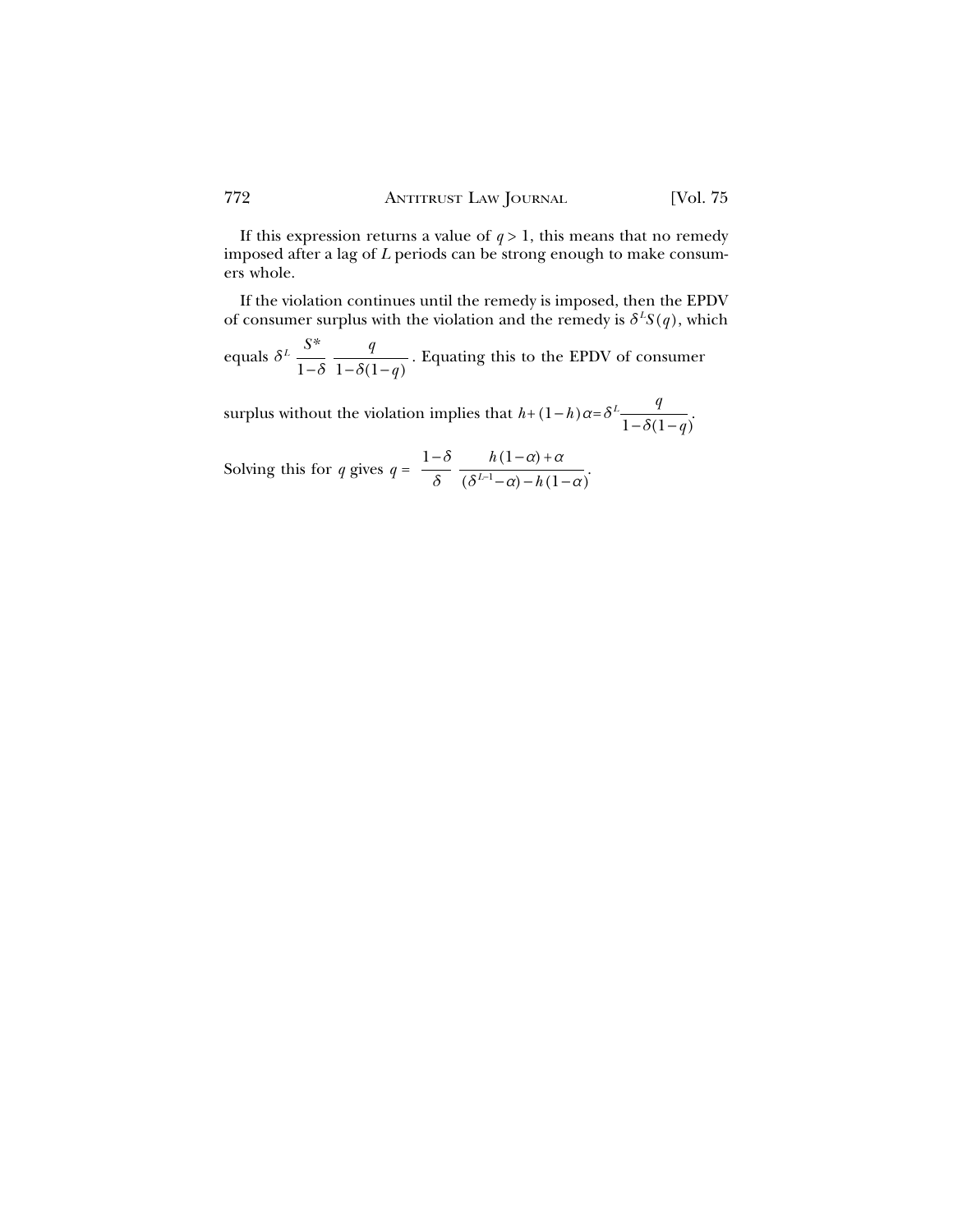If this expression returns a value of $q > 1$, this means that no remedy imposed after a lag of $L$ periods can be strong enough to make consumers whole.

If the violation continues until the remedy is imposed, then the EPDV of consumer surplus with the violation and the remedy is $\delta^L S(q)$, which equals $\delta^L \frac{S^*}{1-\delta} \frac{q}{1-\delta(1-q)}$. Equating this to the EPDV of consumer surplus without the violation implies that $h + (1-h)\alpha = \delta^L \frac{q}{1-\delta(1-q)}$.

Solving this for $q$ gives $q = \frac{1-\delta}{\delta} \frac{h(1-\alpha)+\alpha}{(\delta^{L-1}-\alpha)-h(1-\alpha)}$.